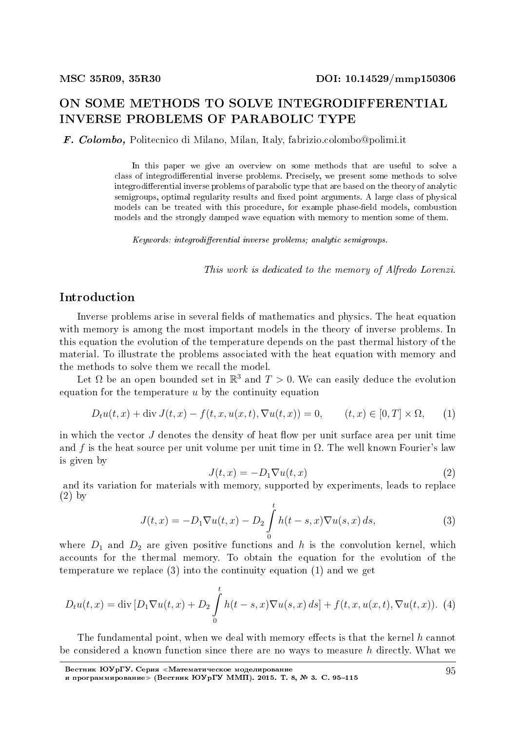MSC 35R09, 35R30

DOI: 10.14529/mmp150306

# ON SOME METHODS TO SOLVE INTEGRODIFFERENTIAL INVERSE PROBLEMS OF PARABOLIC TYPE

***F. Colombo,*** Politecnico di Milano, Milan, Italy, fabrizio.colombo@polimi.it

In this paper we give an overview on some methods that are useful to solve a class of integrodifferential inverse problems. Precisely, we present some methods to solve integrodifferential inverse problems of parabolic type that are based on the theory of analytic semigroups, optimal regularity results and fixed point arguments. A large class of physical models can be treated with this procedure, for example phase-field models, combustion models and the strongly damped wave equation with memory to mention some of them.

*Keywords: integrodifferential inverse problems; analytic semigroups.*

*This work is dedicated to the memory of Alfredo Lorenzi.*

## Introduction

Inverse problems arise in several fields of mathematics and physics. The heat equation with memory is among the most important models in the theory of inverse problems. In this equation the evolution of the temperature depends on the past thermal history of the material. To illustrate the problems associated with the heat equation with memory and the methods to solve them we recall the model.

Let $\Omega$ be an open bounded set in $\mathbb{R}^3$ and $T > 0$. We can easily deduce the evolution equation for the temperature $u$ by the continuity equation

$$D_t u(t,x) + \operatorname{div} J(t,x) - f(t,x,u(x,t),\nabla u(t,x)) = 0, \qquad (t,x) \in [0,T] \times \Omega, \tag{1}$$

in which the vector $J$ denotes the density of heat flow per unit surface area per unit time and $f$ is the heat source per unit volume per unit time in $\Omega$. The well known Fourier's law is given by

$$J(t,x) = -D_1 \nabla u(t,x) \tag{2}$$

and its variation for materials with memory, supported by experiments, leads to replace (2) by

$$J(t,x) = -D_1 \nabla u(t,x) - D_2 \int_0^t h(t-s,x) \nabla u(s,x)\, ds, \tag{3}$$

where $D_1$ and $D_2$ are given positive functions and $h$ is the convolution kernel, which accounts for the thermal memory. To obtain the equation for the evolution of the temperature we replace (3) into the continuity equation (1) and we get

$$D_t u(t,x) = \operatorname{div} [D_1 \nabla u(t,x) + D_2 \int_0^t h(t-s,x) \nabla u(s,x)\, ds] + f(t,x,u(x,t),\nabla u(t,x)). \tag{4}$$

The fundamental point, when we deal with memory effects is that the kernel $h$ cannot be considered a known function since there are no ways to measure $h$ directly. What we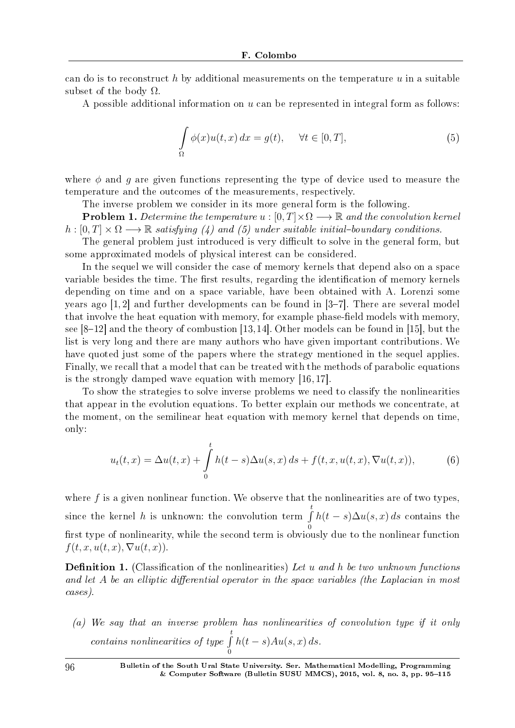can do is to reconstruct $h$ by additional measurements on the temperature $u$ in a suitable subset of the body $\Omega$.

A possible additional information on $u$ can be represented in integral form as follows:

$$\int_{\Omega} \phi(x)u(t,x)\,dx = g(t), \qquad \forall t \in [0,T], \tag{5}$$

where $\phi$ and $g$ are given functions representing the type of device used to measure the temperature and the outcomes of the measurements, respectively.

The inverse problem we consider in its more general form is the following.

**Problem 1.** *Determine the temperature $u : [0,T]\times\Omega \longrightarrow \mathbb{R}$ and the convolution kernel $h : [0,T]\times\Omega \longrightarrow \mathbb{R}$ satisfying (4) and (5) under suitable initial–boundary conditions.*

The general problem just introduced is very difficult to solve in the general form, but some approximated models of physical interest can be considered.

In the sequel we will consider the case of memory kernels that depend also on a space variable besides the time. The first results, regarding the identification of memory kernels depending on time and on a space variable, have been obtained with A. Lorenzi some years ago [1, 2] and further developments can be found in [3–7]. There are several model that involve the heat equation with memory, for example phase-field models with memory, see [8–12] and the theory of combustion [13, 14]. Other models can be found in [15], but the list is very long and there are many authors who have given important contributions. We have quoted just some of the papers where the strategy mentioned in the sequel applies. Finally, we recall that a model that can be treated with the methods of parabolic equations is the strongly damped wave equation with memory [16, 17].

To show the strategies to solve inverse problems we need to classify the nonlinearities that appear in the evolution equations. To better explain our methods we concentrate, at the moment, on the semilinear heat equation with memory kernel that depends on time, only:

$$u_t(t,x) = \Delta u(t,x) + \int_0^t h(t-s)\Delta u(s,x)\,ds + f(t,x,u(t,x),\nabla u(t,x)), \tag{6}$$

where $f$ is a given nonlinear function. We observe that the nonlinearities are of two types, since the kernel $h$ is unknown: the convolution term $\int_0^t h(t-s)\Delta u(s,x)\,ds$ contains the first type of nonlinearity, while the second term is obviously due to the nonlinear function $f(t,x,u(t,x),\nabla u(t,x))$.

**Definition 1.** (Classification of the nonlinearities) *Let $u$ and $h$ be two unknown functions and let $A$ be an elliptic differential operator in the space variables (the Laplacian in most cases).*

*(a) We say that an inverse problem has nonlinearities of convolution type if it only contains nonlinearities of type $\int_0^t h(t-s)Au(s,x)\,ds$.*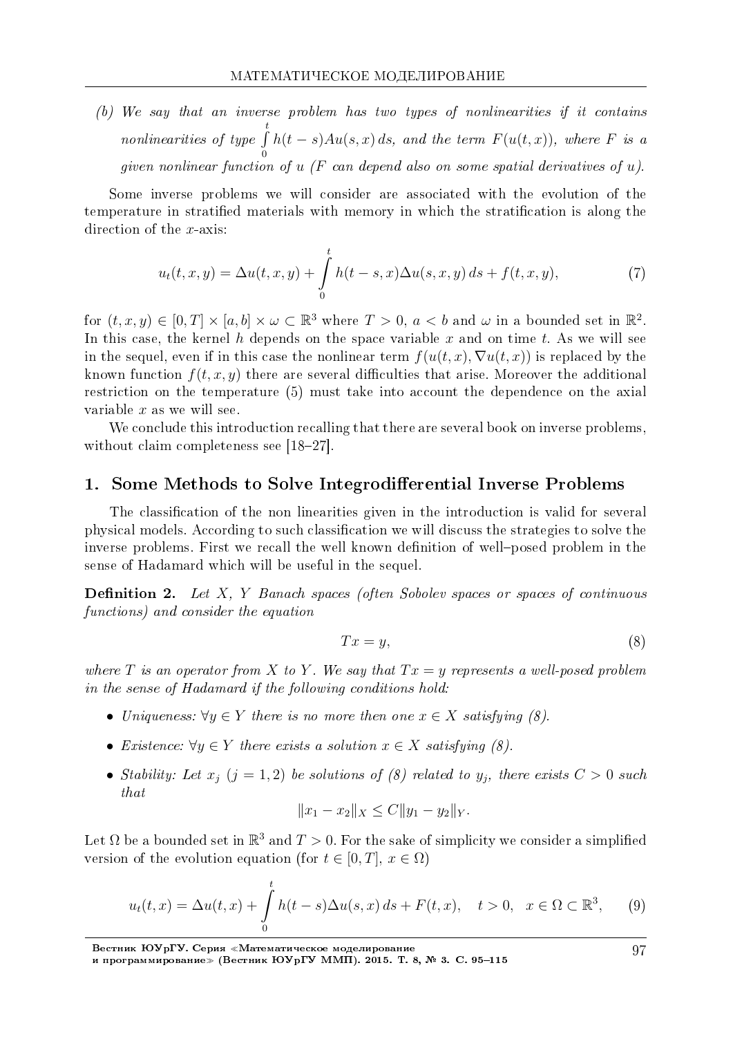*(b) We say that an inverse problem has two types of nonlinearities if it contains nonlinearities of type $\int_0^t h(t-s)Au(s,x)\,ds$, and the term $F(u(t,x))$, where $F$ is a given nonlinear function of $u$ ($F$ can depend also on some spatial derivatives of $u$).*

Some inverse problems we will consider are associated with the evolution of the temperature in stratified materials with memory in which the stratification is along the direction of the $x$-axis:

$$u_t(t,x,y) = \Delta u(t,x,y) + \int_0^t h(t-s,x)\Delta u(s,x,y)\,ds + f(t,x,y), \tag{7}$$

for $(t,x,y) \in [0,T] \times [a,b] \times \omega \subset \mathbb{R}^3$ where $T > 0$, $a < b$ and $\omega$ in a bounded set in $\mathbb{R}^2$. In this case, the kernel $h$ depends on the space variable $x$ and on time $t$. As we will see in the sequel, even if in this case the nonlinear term $f(u(t,x), \nabla u(t,x))$ is replaced by the known function $f(t,x,y)$ there are several difficulties that arise. Moreover the additional restriction on the temperature (5) must take into account the dependence on the axial variable $x$ as we will see.

We conclude this introduction recalling that there are several book on inverse problems, without claim completeness see [18–27].

## 1. Some Methods to Solve Integrodifferential Inverse Problems

The classification of the non linearities given in the introduction is valid for several physical models. According to such classification we will discuss the strategies to solve the inverse problems. First we recall the well known definition of well–posed problem in the sense of Hadamard which will be useful in the sequel.

**Definition 2.** *Let $X$, $Y$ Banach spaces (often Sobolev spaces or spaces of continuous functions) and consider the equation*

$$Tx = y, \tag{8}$$

*where $T$ is an operator from $X$ to $Y$. We say that $Tx = y$ represents a well-posed problem in the sense of Hadamard if the following conditions hold:*

- *Uniqueness: $\forall y \in Y$ there is no more then one $x \in X$ satisfying (8).*
- *Existence: $\forall y \in Y$ there exists a solution $x \in X$ satisfying (8).*
- *Stability: Let $x_j$ $(j = 1,2)$ be solutions of (8) related to $y_j$, there exists $C > 0$ such that*

$$\|x_1 - x_2\|_X \leq C\|y_1 - y_2\|_Y.$$

Let $\Omega$ be a bounded set in $\mathbb{R}^3$ and $T > 0$. For the sake of simplicity we consider a simplified version of the evolution equation (for $t \in [0,T]$, $x \in \Omega$)

$$u_t(t,x) = \Delta u(t,x) + \int_0^t h(t-s)\Delta u(s,x)\,ds + F(t,x), \quad t > 0, \quad x \in \Omega \subset \mathbb{R}^3, \tag{9}$$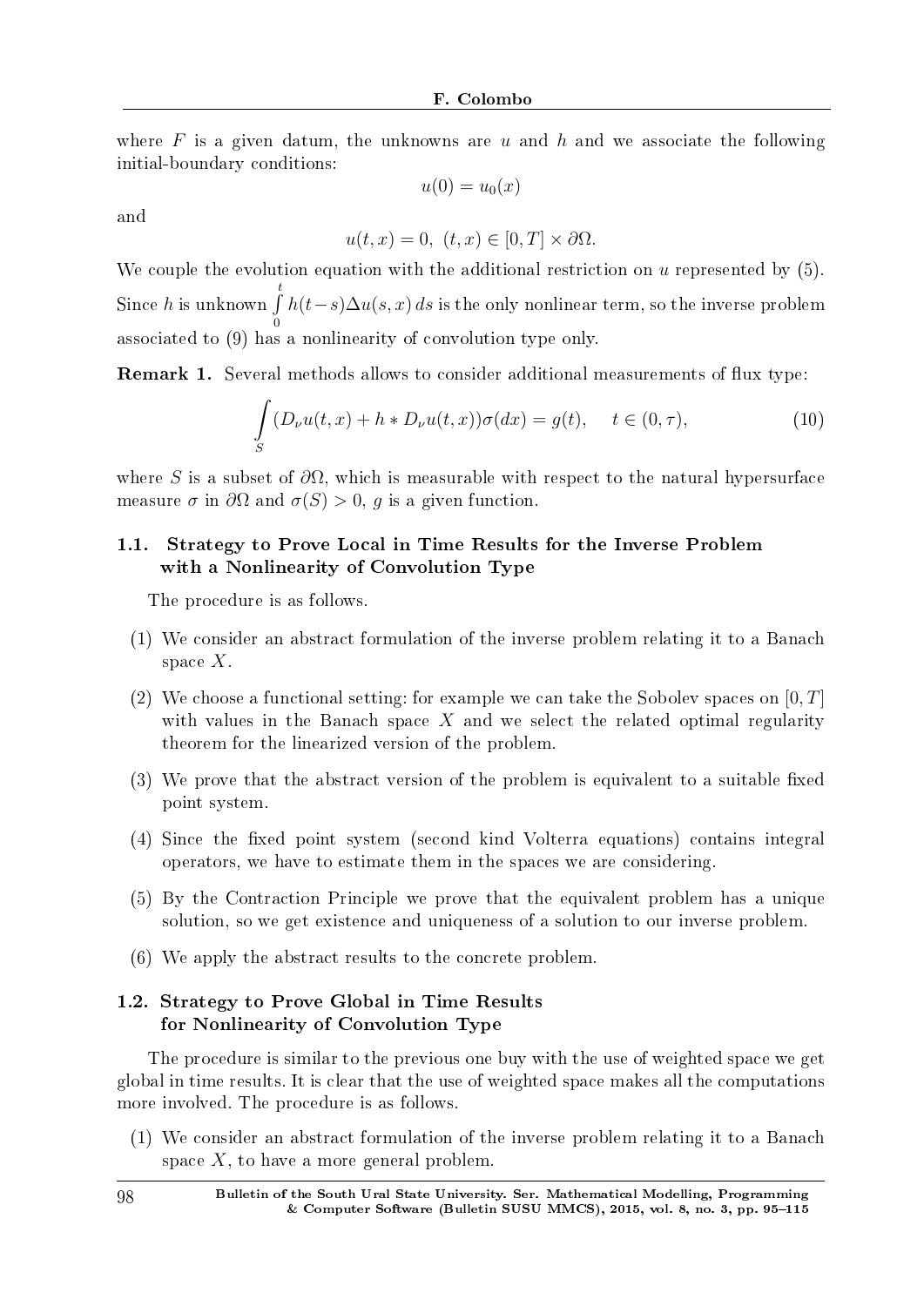where $F$ is a given datum, the unknowns are $u$ and $h$ and we associate the following initial-boundary conditions:

$$u(0) = u_0(x)$$

and

$$u(t,x) = 0, \ (t,x) \in [0,T] \times \partial\Omega.$$

We couple the evolution equation with the additional restriction on $u$ represented by (5). Since $h$ is unknown $\int_0^t h(t-s)\Delta u(s,x)\,ds$ is the only nonlinear term, so the inverse problem associated to (9) has a nonlinearity of convolution type only.

**Remark 1.** Several methods allows to consider additional measurements of flux type:

$$\int_S (D_\nu u(t,x) + h * D_\nu u(t,x))\sigma(dx) = g(t), \quad t \in (0,\tau), \tag{10}$$

where $S$ is a subset of $\partial\Omega$, which is measurable with respect to the natural hypersurface measure $\sigma$ in $\partial\Omega$ and $\sigma(S) > 0$, $g$ is a given function.

### 1.1. Strategy to Prove Local in Time Results for the Inverse Problem with a Nonlinearity of Convolution Type

The procedure is as follows.

(1) We consider an abstract formulation of the inverse problem relating it to a Banach space $X$.

(2) We choose a functional setting: for example we can take the Sobolev spaces on $[0,T]$ with values in the Banach space $X$ and we select the related optimal regularity theorem for the linearized version of the problem.

(3) We prove that the abstract version of the problem is equivalent to a suitable fixed point system.

(4) Since the fixed point system (second kind Volterra equations) contains integral operators, we have to estimate them in the spaces we are considering.

(5) By the Contraction Principle we prove that the equivalent problem has a unique solution, so we get existence and uniqueness of a solution to our inverse problem.

(6) We apply the abstract results to the concrete problem.

### 1.2. Strategy to Prove Global in Time Results for Nonlinearity of Convolution Type

The procedure is similar to the previous one buy with the use of weighted space we get global in time results. It is clear that the use of weighted space makes all the computations more involved. The procedure is as follows.

(1) We consider an abstract formulation of the inverse problem relating it to a Banach space $X$, to have a more general problem.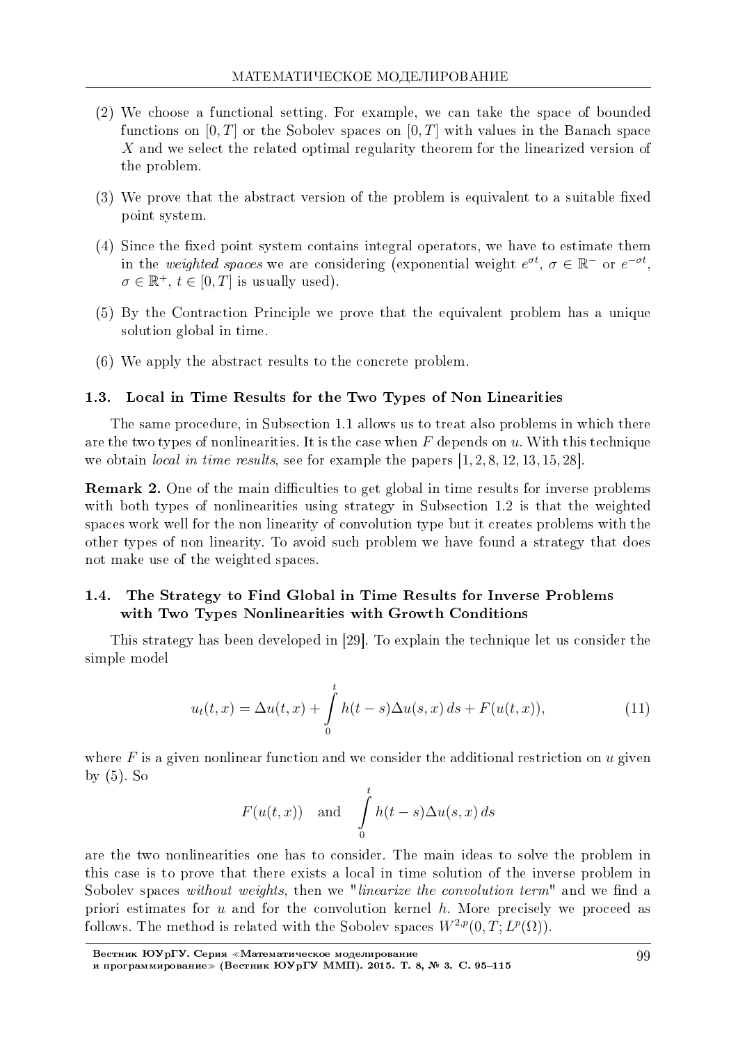(2) We choose a functional setting. For example, we can take the space of bounded functions on $[0, T]$ or the Sobolev spaces on $[0, T]$ with values in the Banach space $X$ and we select the related optimal regularity theorem for the linearized version of the problem.

(3) We prove that the abstract version of the problem is equivalent to a suitable fixed point system.

(4) Since the fixed point system contains integral operators, we have to estimate them in the *weighted spaces* we are considering (exponential weight $e^{\sigma t}$, $\sigma \in \mathbb{R}^-$ or $e^{-\sigma t}$, $\sigma \in \mathbb{R}^+$, $t \in [0, T]$ is usually used).

(5) By the Contraction Principle we prove that the equivalent problem has a unique solution global in time.

(6) We apply the abstract results to the concrete problem.

### 1.3. Local in Time Results for the Two Types of Non Linearities

The same procedure, in Subsection 1.1 allows us to treat also problems in which there are the two types of nonlinearities. It is the case when $F$ depends on $u$. With this technique we obtain *local in time results*, see for example the papers [1, 2, 8, 12, 13, 15, 28].

**Remark 2.** One of the main difficulties to get global in time results for inverse problems with both types of nonlinearities using strategy in Subsection 1.2 is that the weighted spaces work well for the non linearity of convolution type but it creates problems with the other types of non linearity. To avoid such problem we have found a strategy that does not make use of the weighted spaces.

### 1.4. The Strategy to Find Global in Time Results for Inverse Problems with Two Types Nonlinearities with Growth Conditions

This strategy has been developed in [29]. To explain the technique let us consider the simple model

$$u_t(t,x) = \Delta u(t,x) + \int_0^t h(t-s)\Delta u(s,x)\, ds + F(u(t,x)), \tag{11}$$

where $F$ is a given nonlinear function and we consider the additional restriction on $u$ given by (5). So

$$F(u(t,x)) \quad \text{and} \quad \int_0^t h(t-s)\Delta u(s,x)\, ds$$

are the two nonlinearities one has to consider. The main ideas to solve the problem in this case is to prove that there exists a local in time solution of the inverse problem in Sobolev spaces *without weights*, then we "*linearize the convolution term*" and we find a priori estimates for $u$ and for the convolution kernel $h$. More precisely we proceed as follows. The method is related with the Sobolev spaces $W^{2,p}(0, T; L^p(\Omega))$.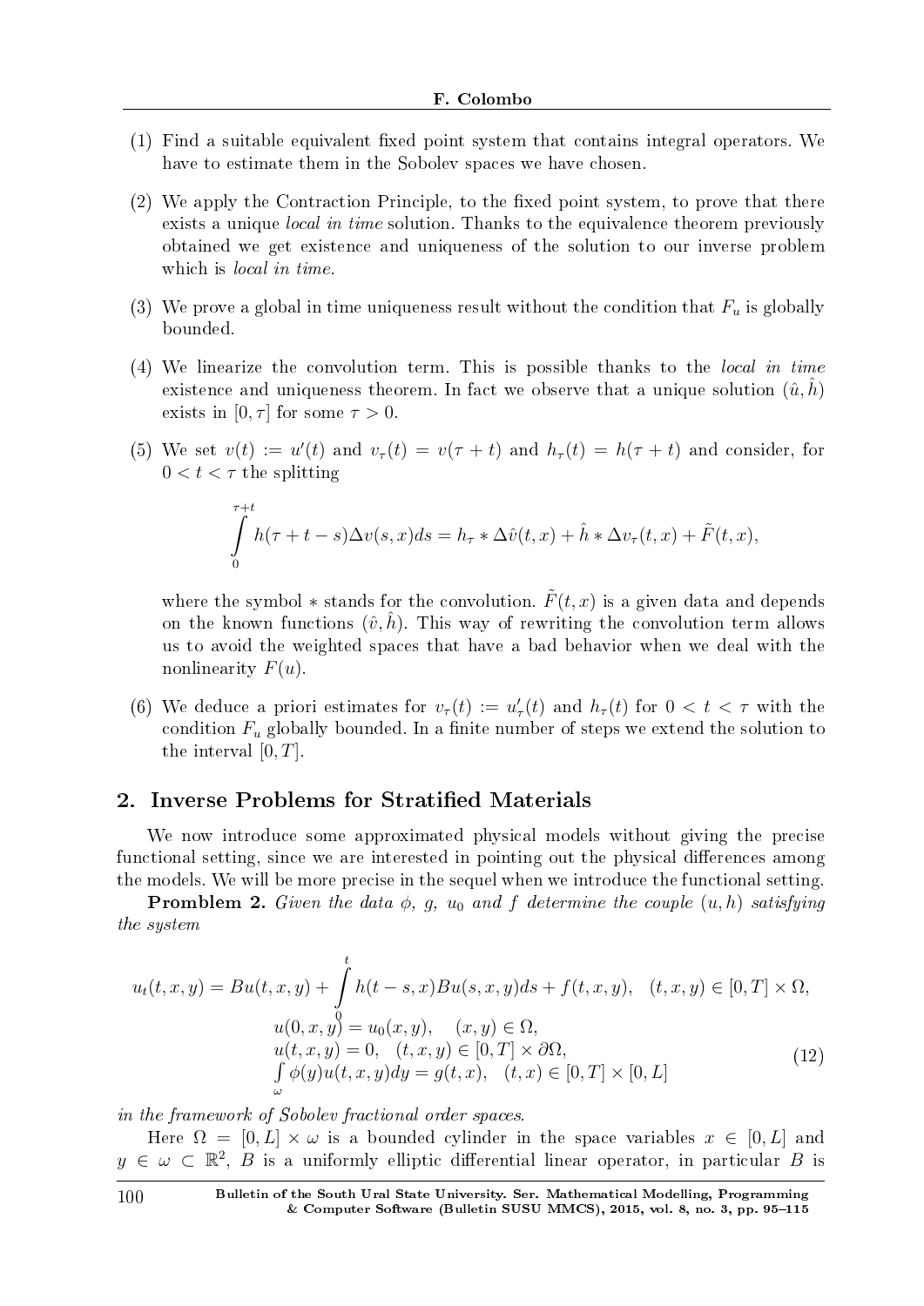(1) Find a suitable equivalent fixed point system that contains integral operators. We have to estimate them in the Sobolev spaces we have chosen.

(2) We apply the Contraction Principle, to the fixed point system, to prove that there exists a unique *local in time* solution. Thanks to the equivalence theorem previously obtained we get existence and uniqueness of the solution to our inverse problem which is *local in time*.

(3) We prove a global in time uniqueness result without the condition that $F_u$ is globally bounded.

(4) We linearize the convolution term. This is possible thanks to the *local in time* existence and uniqueness theorem. In fact we observe that a unique solution $(\hat{u}, \hat{h})$ exists in $[0, \tau]$ for some $\tau > 0$.

(5) We set $v(t) := u'(t)$ and $v_\tau(t) = v(\tau + t)$ and $h_\tau(t) = h(\tau + t)$ and consider, for $0 < t < \tau$ the splitting

$$\int_0^{\tau+t} h(\tau + t - s)\Delta v(s, x)ds = h_\tau * \Delta \hat{v}(t, x) + \hat{h} * \Delta v_\tau(t, x) + \tilde{F}(t, x),$$

where the symbol $*$ stands for the convolution. $\tilde{F}(t, x)$ is a given data and depends on the known functions $(\hat{v}, \hat{h})$. This way of rewriting the convolution term allows us to avoid the weighted spaces that have a bad behavior when we deal with the nonlinearity $F(u)$.

(6) We deduce a priori estimates for $v_\tau(t) := u'_\tau(t)$ and $h_\tau(t)$ for $0 < t < \tau$ with the condition $F_u$ globally bounded. In a finite number of steps we extend the solution to the interval $[0, T]$.

## 2. Inverse Problems for Stratified Materials

We now introduce some approximated physical models without giving the precise functional setting, since we are interested in pointing out the physical differences among the models. We will be more precise in the sequel when we introduce the functional setting.

**Promblem 2.** *Given the data $\phi$, $g$, $u_0$ and $f$ determine the couple $(u, h)$ satisfying the system*

$$\begin{gathered} u_t(t, x, y) = Bu(t, x, y) + \int_0^t h(t - s, x)Bu(s, x, y)ds + f(t, x, y), \quad (t, x, y) \in [0, T] \times \Omega, \\ u(0, x, y) = u_0(x, y), \quad (x, y) \in \Omega, \\ u(t, x, y) = 0, \quad (t, x, y) \in [0, T] \times \partial\Omega, \\ \int_\omega \phi(y)u(t, x, y)dy = g(t, x), \quad (t, x) \in [0, T] \times [0, L] \end{gathered} \tag{12}$$

*in the framework of Sobolev fractional order spaces.*

Here $\Omega = [0, L] \times \omega$ is a bounded cylinder in the space variables $x \in [0, L]$ and $y \in \omega \subset \mathbb{R}^2$, $B$ is a uniformly elliptic differential linear operator, in particular $B$ is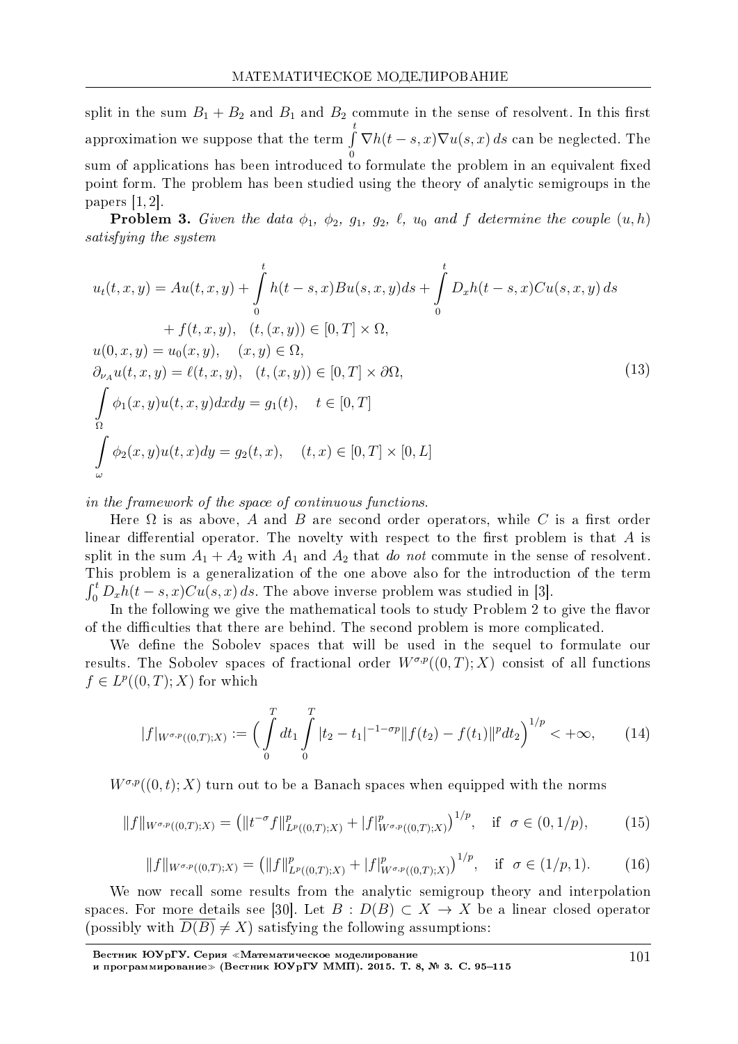split in the sum $B_1 + B_2$ and $B_1$ and $B_2$ commute in the sense of resolvent. In this first approximation we suppose that the term $\int_0^t \nabla h(t-s,x)\nabla u(s,x)\,ds$ can be neglected. The sum of applications has been introduced to formulate the problem in an equivalent fixed point form. The problem has been studied using the theory of analytic semigroups in the papers [1, 2].

**Problem 3.** *Given the data $\phi_1$, $\phi_2$, $g_1$, $g_2$, $\ell$, $u_0$ and $f$ determine the couple $(u,h)$ satisfying the system*

$$
\begin{aligned}
&u_t(t,x,y) = Au(t,x,y) + \int_0^t h(t-s,x)Bu(s,x,y)ds + \int_0^t D_x h(t-s,x)Cu(s,x,y)\,ds \\
&\qquad\qquad + f(t,x,y), \quad (t,(x,y)) \in [0,T]\times\Omega, \\
&u(0,x,y) = u_0(x,y), \quad (x,y)\in\Omega, \\
&\partial_{\nu_A} u(t,x,y) = \ell(t,x,y), \quad (t,(x,y))\in[0,T]\times\partial\Omega, \\
&\int_\Omega \phi_1(x,y)u(t,x,y)dxdy = g_1(t), \quad t\in[0,T] \\
&\int_\omega \phi_2(x,y)u(t,x)dy = g_2(t,x), \quad (t,x)\in[0,T]\times[0,L]
\end{aligned}
\tag{13}
$$

*in the framework of the space of continuous functions.*

Here $\Omega$ is as above, $A$ and $B$ are second order operators, while $C$ is a first order linear differential operator. The novelty with respect to the first problem is that $A$ is split in the sum $A_1 + A_2$ with $A_1$ and $A_2$ that *do not* commute in the sense of resolvent. This problem is a generalization of the one above also for the introduction of the term $\int_0^t D_x h(t-s,x)Cu(s,x)\,ds$. The above inverse problem was studied in [3].

In the following we give the mathematical tools to study Problem 2 to give the flavor of the difficulties that there are behind. The second problem is more complicated.

We define the Sobolev spaces that will be used in the sequel to formulate our results. The Sobolev spaces of fractional order $W^{\sigma,p}((0,T);X)$ consist of all functions $f\in L^p((0,T);X)$ for which

$$
|f|_{W^{\sigma,p}((0,T);X)} := \Big(\int_0^T dt_1 \int_0^T |t_2-t_1|^{-1-\sigma p}\|f(t_2)-f(t_1)\|^p dt_2\Big)^{1/p} < +\infty, \tag{14}
$$

$W^{\sigma,p}((0,t);X)$ turn out to be a Banach spaces when equipped with the norms

$$
\|f\|_{W^{\sigma,p}((0,T);X)} = \big(\|t^{-\sigma}f\|^p_{L^p((0,T);X)} + |f|^p_{W^{\sigma,p}((0,T);X)}\big)^{1/p}, \quad \text{if } \sigma\in(0,1/p), \tag{15}
$$

$$
\|f\|_{W^{\sigma,p}((0,T);X)} = \big(\|f\|^p_{L^p((0,T);X)} + |f|^p_{W^{\sigma,p}((0,T);X)}\big)^{1/p}, \quad \text{if } \sigma\in(1/p,1). \tag{16}
$$

We now recall some results from the analytic semigroup theory and interpolation spaces. For more details see [30]. Let $B : D(B)\subset X\to X$ be a linear closed operator (possibly with $\overline{D(B)}\neq X$) satisfying the following assumptions: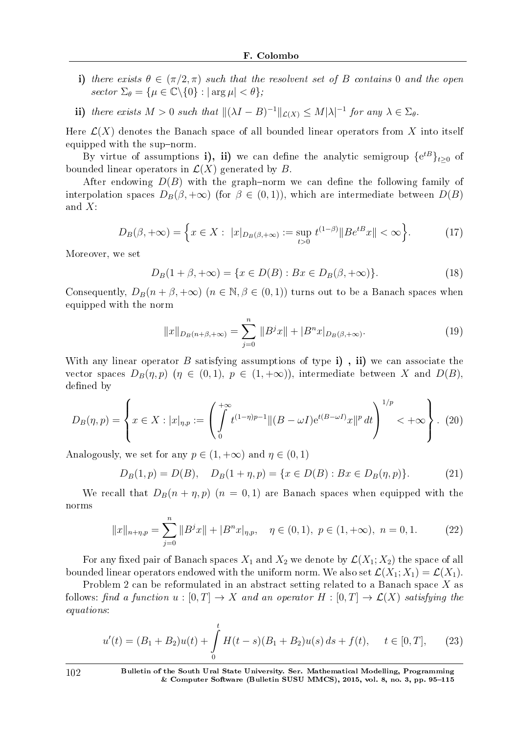**i)** *there exists $\theta \in (\pi/2, \pi)$ such that the resolvent set of $B$ contains 0 and the open sector $\Sigma_\theta = \{\mu \in \mathbb{C}\backslash\{0\} : |\arg \mu| < \theta\}$;*

**ii)** *there exists $M > 0$ such that $\|(\lambda I - B)^{-1}\|_{\mathcal{L}(X)} \le M|\lambda|^{-1}$ for any $\lambda \in \Sigma_\theta$.*

Here $\mathcal{L}(X)$ denotes the Banach space of all bounded linear operators from $X$ into itself equipped with the sup–norm.

By virtue of assumptions **i), ii)** we can define the analytic semigroup $\{e^{tB}\}_{t\ge 0}$ of bounded linear operators in $\mathcal{L}(X)$ generated by $B$.

After endowing $D(B)$ with the graph–norm we can define the following family of interpolation spaces $D_B(\beta, +\infty)$ (for $\beta \in (0,1)$), which are intermediate between $D(B)$ and $X$:

$$D_B(\beta, +\infty) = \Big\{ x \in X : \ |x|_{D_B(\beta,+\infty)} := \sup_{t>0} t^{(1-\beta)} \|Be^{tB}x\| < \infty \Big\}. \tag{17}$$

Moreover, we set

$$D_B(1+\beta, +\infty) = \{x \in D(B) : Bx \in D_B(\beta, +\infty)\}. \tag{18}$$

Consequently, $D_B(n+\beta, +\infty)$ ($n \in \mathbb{N}, \beta \in (0,1)$) turns out to be a Banach spaces when equipped with the norm

$$\|x\|_{D_B(n+\beta,+\infty)} = \sum_{j=0}^{n} \|B^j x\| + |B^n x|_{D_B(\beta,+\infty)}. \tag{19}$$

With any linear operator $B$ satisfying assumptions of type **i) , ii)** we can associate the vector spaces $D_B(\eta, p)$ ($\eta \in (0,1)$, $p \in (1, +\infty)$), intermediate between $X$ and $D(B)$, defined by

$$D_B(\eta, p) = \left\{ x \in X : |x|_{\eta,p} := \left( \int_0^{+\infty} t^{(1-\eta)p-1} \|(B - \omega I) e^{t(B-\omega I)} x\|^p \, dt \right)^{1/p} < +\infty \right\}. \tag{20}$$

Analogously, we set for any $p \in (1, +\infty)$ and $\eta \in (0,1)$

$$D_B(1,p) = D(B), \quad D_B(1+\eta, p) = \{x \in D(B) : Bx \in D_B(\eta, p)\}. \tag{21}$$

We recall that $D_B(n+\eta, p)$ ($n = 0, 1$) are Banach spaces when equipped with the norms

$$\|x\|_{n+\eta,p} = \sum_{j=0}^{n} \|B^j x\| + |B^n x|_{\eta,p}, \quad \eta \in (0,1), \ p \in (1, +\infty), \ n = 0, 1. \tag{22}$$

For any fixed pair of Banach spaces $X_1$ and $X_2$ we denote by $\mathcal{L}(X_1; X_2)$ the space of all bounded linear operators endowed with the uniform norm. We also set $\mathcal{L}(X_1; X_1) = \mathcal{L}(X_1)$.

Problem 2 can be reformulated in an abstract setting related to a Banach space $X$ as follows: *find a function $u : [0,T] \to X$ and an operator $H : [0,T] \to \mathcal{L}(X)$ satisfying the equations*:

$$u'(t) = (B_1 + B_2)u(t) + \int_0^t H(t-s)(B_1 + B_2)u(s)\, ds + f(t), \quad t \in [0,T], \tag{23}$$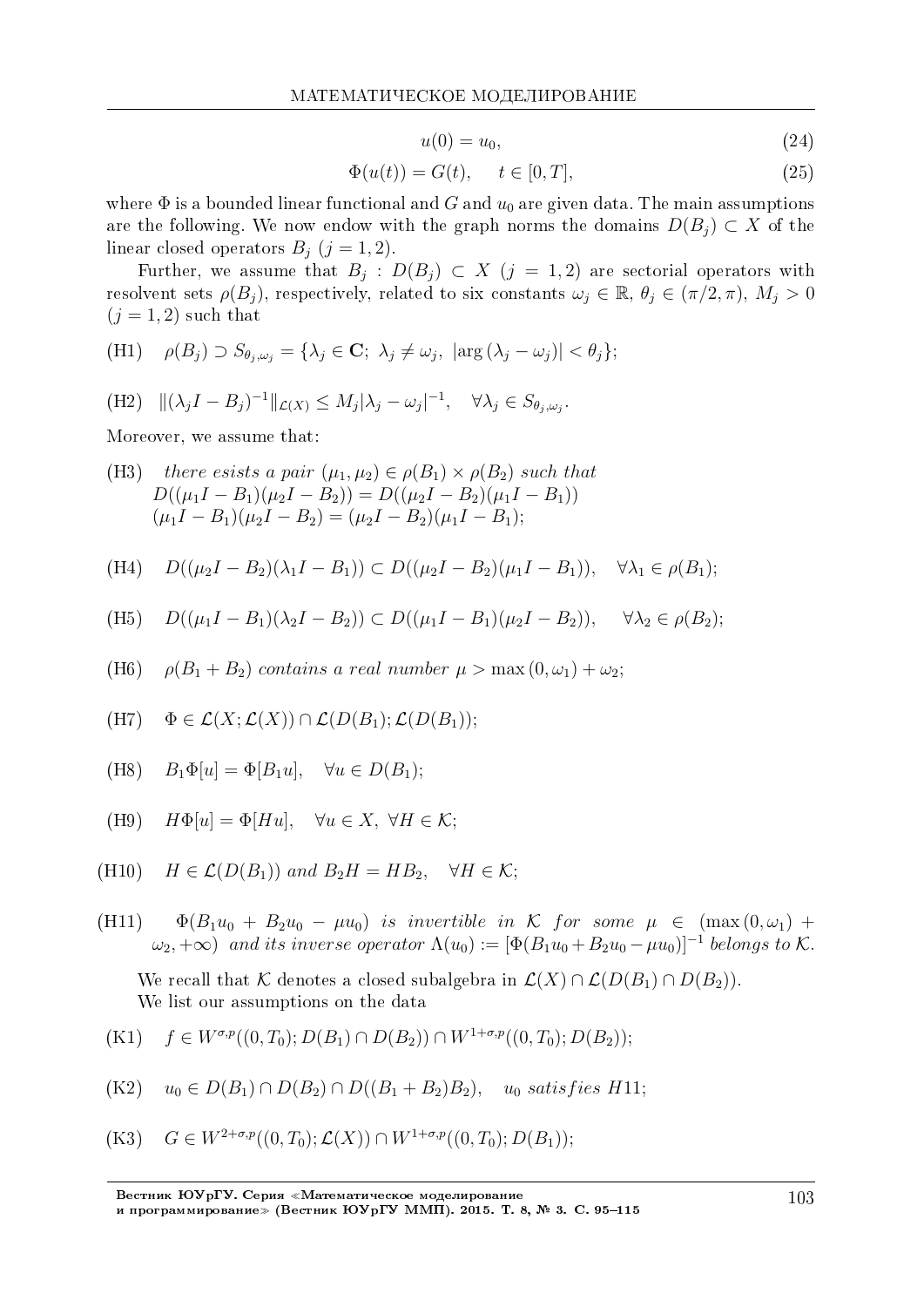$$u(0) = u_0, \tag{24}$$

$$\Phi(u(t)) = G(t), \quad t \in [0, T], \tag{25}$$

where $\Phi$ is a bounded linear functional and $G$ and $u_0$ are given data. The main assumptions are the following. We now endow with the graph norms the domains $D(B_j) \subset X$ of the linear closed operators $B_j$ $(j = 1, 2)$.

Further, we assume that $B_j : D(B_j) \subset X$ $(j = 1, 2)$ are sectorial operators with resolvent sets $\rho(B_j)$, respectively, related to six constants $\omega_j \in \mathbb{R}$, $\theta_j \in (\pi/2, \pi)$, $M_j > 0$ $(j = 1, 2)$ such that

(H1) $\rho(B_j) \supset S_{\theta_j, \omega_j} = \{\lambda_j \in \mathbf{C};\ \lambda_j \neq \omega_j,\ |\arg(\lambda_j - \omega_j)| < \theta_j\}$;

(H2) $\|(\lambda_j I - B_j)^{-1}\|_{\mathcal{L}(X)} \leq M_j |\lambda_j - \omega_j|^{-1}, \quad \forall \lambda_j \in S_{\theta_j, \omega_j}$.

Moreover, we assume that:

(H3) *there esists a pair* $(\mu_1, \mu_2) \in \rho(B_1) \times \rho(B_2)$ *such that*
$D((\mu_1 I - B_1)(\mu_2 I - B_2)) = D((\mu_2 I - B_2)(\mu_1 I - B_1))$
$(\mu_1 I - B_1)(\mu_2 I - B_2) = (\mu_2 I - B_2)(\mu_1 I - B_1)$;

(H4) $D((\mu_2 I - B_2)(\lambda_1 I - B_1)) \subset D((\mu_2 I - B_2)(\mu_1 I - B_1)), \quad \forall \lambda_1 \in \rho(B_1)$;

(H5) $D((\mu_1 I - B_1)(\lambda_2 I - B_2)) \subset D((\mu_1 I - B_1)(\mu_2 I - B_2)), \quad \forall \lambda_2 \in \rho(B_2)$;

(H6) $\rho(B_1 + B_2)$ *contains a real number* $\mu > \max(0, \omega_1) + \omega_2$;

(H7) $\Phi \in \mathcal{L}(X; \mathcal{L}(X)) \cap \mathcal{L}(D(B_1); \mathcal{L}(D(B_1))$;

(H8) $B_1 \Phi[u] = \Phi[B_1 u], \quad \forall u \in D(B_1)$;

(H9) $H\Phi[u] = \Phi[Hu], \quad \forall u \in X,\ \forall H \in \mathcal{K}$;

(H10) $H \in \mathcal{L}(D(B_1))$ *and* $B_2 H = H B_2, \quad \forall H \in \mathcal{K}$;

(H11) $\Phi(B_1 u_0 + B_2 u_0 - \mu u_0)$ *is invertible in* $\mathcal{K}$ *for some* $\mu \in (\max(0, \omega_1) + \omega_2, +\infty)$ *and its inverse operator* $\Lambda(u_0) := [\Phi(B_1 u_0 + B_2 u_0 - \mu u_0)]^{-1}$ *belongs to* $\mathcal{K}$.

We recall that $\mathcal{K}$ denotes a closed subalgebra in $\mathcal{L}(X) \cap \mathcal{L}(D(B_1) \cap D(B_2))$.

We list our assumptions on the data

(K1) $f \in W^{\sigma,p}((0, T_0); D(B_1) \cap D(B_2)) \cap W^{1+\sigma,p}((0, T_0); D(B_2))$;

(K2) $u_0 \in D(B_1) \cap D(B_2) \cap D((B_1 + B_2)B_2), \quad u_0$ *satisfies H11*;

(K3) $G \in W^{2+\sigma,p}((0, T_0); \mathcal{L}(X)) \cap W^{1+\sigma,p}((0, T_0); D(B_1))$;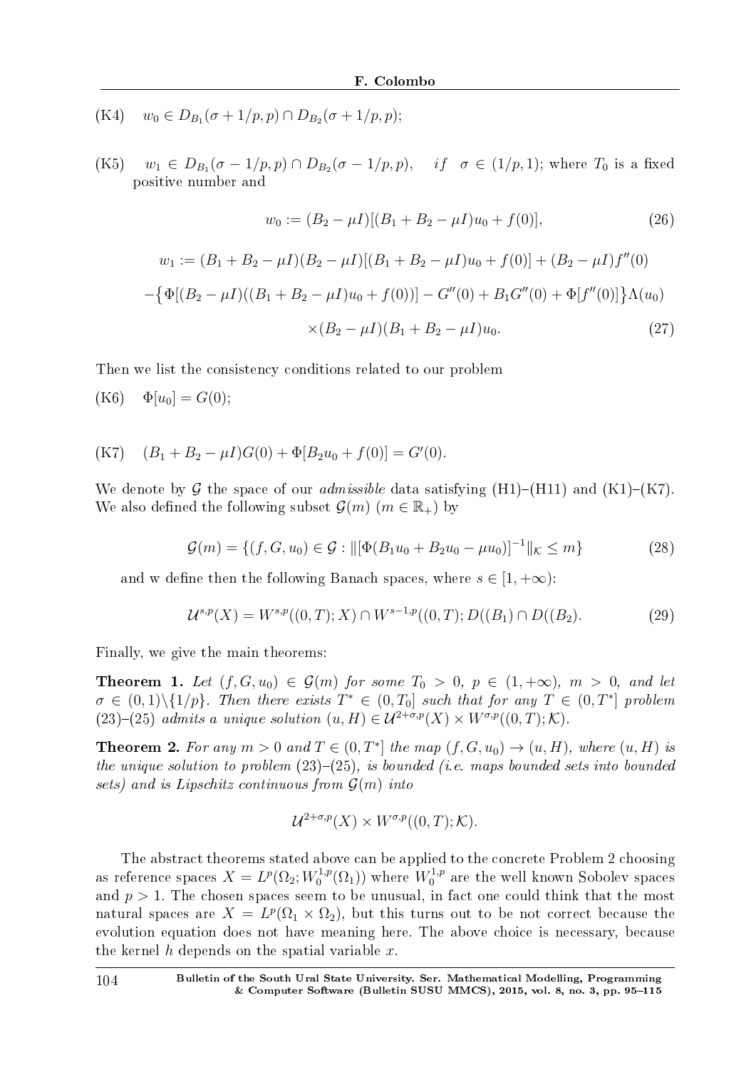(K4) $\quad w_0 \in D_{B_1}(\sigma + 1/p, p) \cap D_{B_2}(\sigma + 1/p, p)$;

(K5) $\quad w_1 \in D_{B_1}(\sigma - 1/p, p) \cap D_{B_2}(\sigma - 1/p, p), \quad if \quad \sigma \in (1/p, 1)$; where $T_0$ is a fixed positive number and

$$w_0 := (B_2 - \mu I)[(B_1 + B_2 - \mu I)u_0 + f(0)], \tag{26}$$

$$w_1 := (B_1 + B_2 - \mu I)(B_2 - \mu I)[(B_1 + B_2 - \mu I)u_0 + f(0)] + (B_2 - \mu I)f''(0)$$

$$-\big\{\Phi[(B_2 - \mu I)((B_1 + B_2 - \mu I)u_0 + f(0))] - G''(0) + B_1 G''(0) + \Phi[f''(0)]\big\}\Lambda(u_0)$$

$$\times (B_2 - \mu I)(B_1 + B_2 - \mu I)u_0. \tag{27}$$

Then we list the consistency conditions related to our problem

(K6) $\quad \Phi[u_0] = G(0)$;

(K7) $\quad (B_1 + B_2 - \mu I)G(0) + \Phi[B_2 u_0 + f(0)] = G'(0)$.

We denote by $\mathcal{G}$ the space of our *admissible* data satisfying (H1)–(H11) and (K1)–(K7). We also defined the following subset $\mathcal{G}(m)$ ($m \in \mathbb{R}_+$) by

$$\mathcal{G}(m) = \{(f, G, u_0) \in \mathcal{G} : \|[\Phi(B_1 u_0 + B_2 u_0 - \mu u_0)]^{-1}\|_{\mathcal{K}} \leq m\} \tag{28}$$

and w define then the following Banach spaces, where $s \in [1, +\infty)$:

$$\mathcal{U}^{s,p}(X) = W^{s,p}((0,T); X) \cap W^{s-1,p}((0,T); D((B_1) \cap D((B_2). \tag{29}$$

Finally, we give the main theorems:

**Theorem 1.** *Let $(f, G, u_0) \in \mathcal{G}(m)$ for some $T_0 > 0$, $p \in (1, +\infty)$, $m > 0$, and let $\sigma \in (0,1)\backslash\{1/p\}$. Then there exists $T^* \in (0, T_0]$ such that for any $T \in (0, T^*]$ problem* (23)–(25) *admits a unique solution $(u, H) \in \mathcal{U}^{2+\sigma,p}(X) \times W^{\sigma,p}((0,T); \mathcal{K})$.*

**Theorem 2.** *For any $m > 0$ and $T \in (0, T^*]$ the map $(f, G, u_0) \to (u, H)$, where $(u, H)$ is the unique solution to problem* (23)–(25)*, is bounded (i.e. maps bounded sets into bounded sets) and is Lipschitz continuous from $\mathcal{G}(m)$ into*

$$\mathcal{U}^{2+\sigma,p}(X) \times W^{\sigma,p}((0,T); \mathcal{K}).$$

The abstract theorems stated above can be applied to the concrete Problem 2 choosing as reference spaces $X = L^p(\Omega_2; W_0^{1,p}(\Omega_1))$ where $W_0^{1,p}$ are the well known Sobolev spaces and $p > 1$. The chosen spaces seem to be unusual, in fact one could think that the most natural spaces are $X = L^p(\Omega_1 \times \Omega_2)$, but this turns out to be not correct because the evolution equation does not have meaning here. The above choice is necessary, because the kernel $h$ depends on the spatial variable $x$.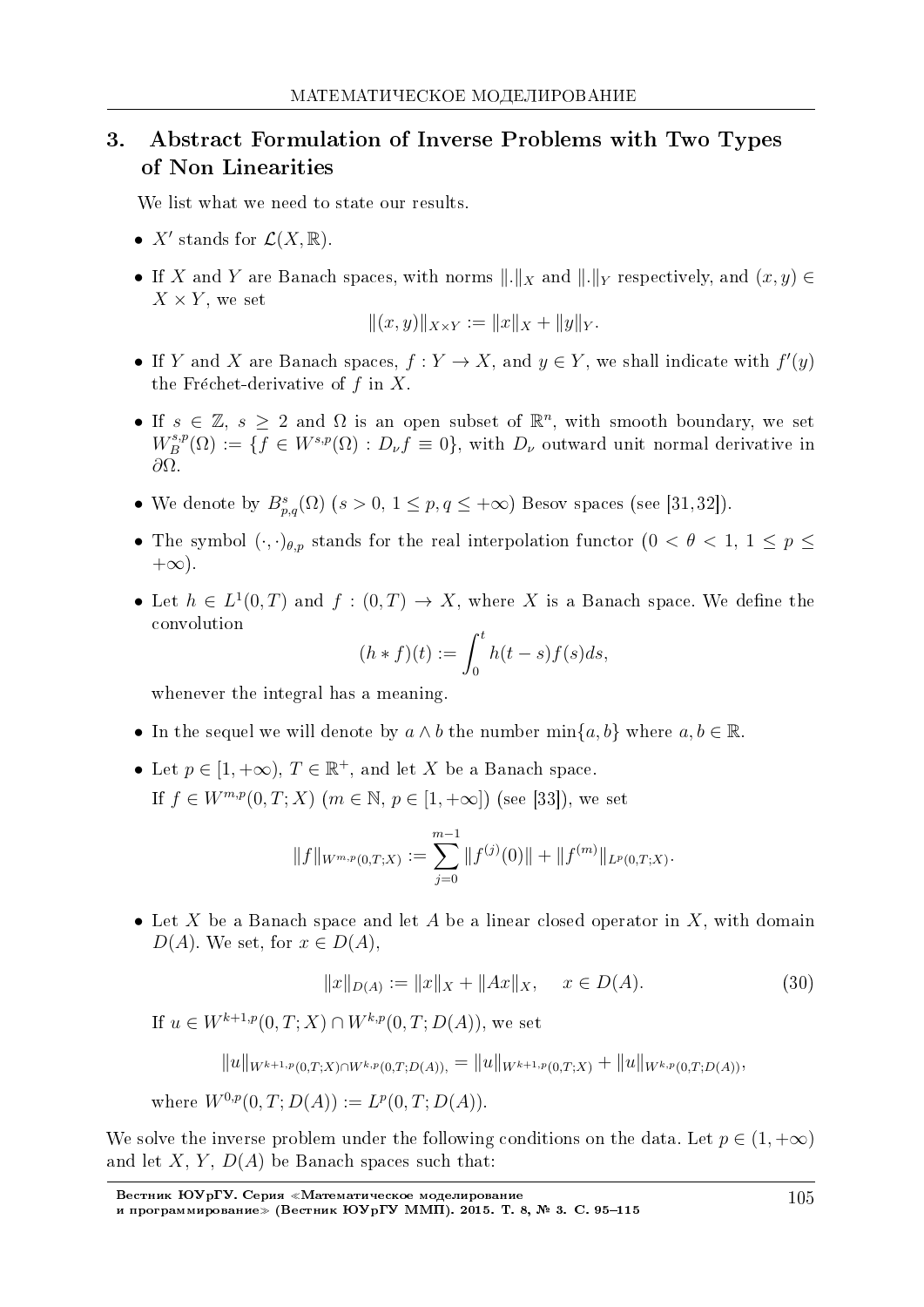## 3. Abstract Formulation of Inverse Problems with Two Types of Non Linearities

We list what we need to state our results.

- $X'$ stands for $\mathcal{L}(X, \mathbb{R})$.
- If $X$ and $Y$ are Banach spaces, with norms $\|.\|_X$ and $\|.\|_Y$ respectively, and $(x, y) \in X \times Y$, we set
$$\|(x, y)\|_{X \times Y} := \|x\|_X + \|y\|_Y.$$
- If $Y$ and $X$ are Banach spaces, $f : Y \to X$, and $y \in Y$, we shall indicate with $f'(y)$ the Fréchet-derivative of $f$ in $X$.
- If $s \in \mathbb{Z}$, $s \geq 2$ and $\Omega$ is an open subset of $\mathbb{R}^n$, with smooth boundary, we set $W^{s,p}_B(\Omega) := \{f \in W^{s,p}(\Omega) : D_\nu f \equiv 0\}$, with $D_\nu$ outward unit normal derivative in $\partial\Omega$.
- We denote by $B^s_{p,q}(\Omega)$ ($s > 0$, $1 \leq p, q \leq +\infty$) Besov spaces (see [31,32]).
- The symbol $(\cdot, \cdot)_{\theta,p}$ stands for the real interpolation functor ($0 < \theta < 1$, $1 \leq p \leq +\infty$).
- Let $h \in L^1(0, T)$ and $f : (0, T) \to X$, where $X$ is a Banach space. We define the convolution
$$(h * f)(t) := \int_0^t h(t - s) f(s) ds,$$
whenever the integral has a meaning.
- In the sequel we will denote by $a \wedge b$ the number $\min\{a, b\}$ where $a, b \in \mathbb{R}$.
- Let $p \in [1, +\infty)$, $T \in \mathbb{R}^+$, and let $X$ be a Banach space.

  If $f \in W^{m,p}(0, T; X)$ ($m \in \mathbb{N}$, $p \in [1, +\infty]$) (see [33]), we set
$$\|f\|_{W^{m,p}(0,T;X)} := \sum_{j=0}^{m-1} \|f^{(j)}(0)\| + \|f^{(m)}\|_{L^p(0,T;X)}.$$
- Let $X$ be a Banach space and let $A$ be a linear closed operator in $X$, with domain $D(A)$. We set, for $x \in D(A)$,
$$\|x\|_{D(A)} := \|x\|_X + \|Ax\|_X, \quad x \in D(A). \tag{30}$$
  If $u \in W^{k+1,p}(0, T; X) \cap W^{k,p}(0, T; D(A))$, we set
$$\|u\|_{W^{k+1,p}(0,T;X) \cap W^{k,p}(0,T;D(A)),} = \|u\|_{W^{k+1,p}(0,T;X)} + \|u\|_{W^{k,p}(0,T;D(A))},$$
  where $W^{0,p}(0, T; D(A)) := L^p(0, T; D(A))$.

We solve the inverse problem under the following conditions on the data. Let $p \in (1, +\infty)$ and let $X$, $Y$, $D(A)$ be Banach spaces such that: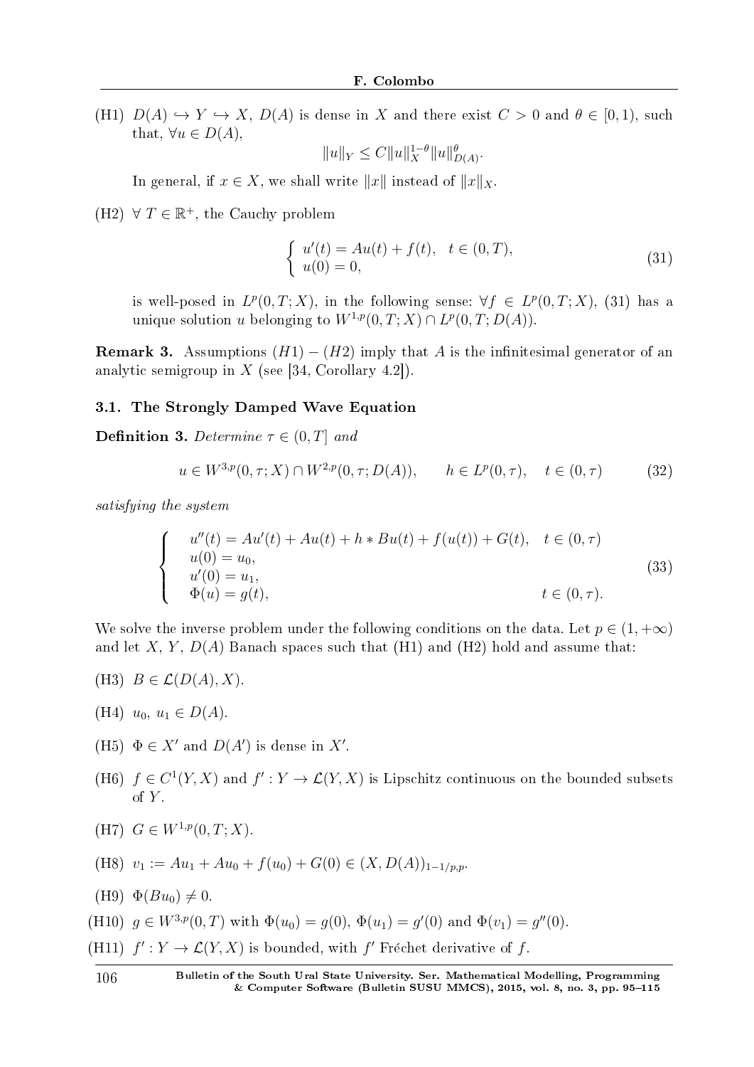(H1) $D(A) \hookrightarrow Y \hookrightarrow X$, $D(A)$ is dense in $X$ and there exist $C > 0$ and $\theta \in [0, 1)$, such that, $\forall u \in D(A)$,

$$\|u\|_Y \leq C\|u\|_X^{1-\theta}\|u\|_{D(A)}^{\theta}.$$

In general, if $x \in X$, we shall write $\|x\|$ instead of $\|x\|_X$.

(H2) $\forall\ T \in \mathbb{R}^+$, the Cauchy problem

$$\begin{cases} u'(t) = Au(t) + f(t), & t \in (0, T), \\ u(0) = 0, \end{cases} \tag{31}$$

is well-posed in $L^p(0, T; X)$, in the following sense: $\forall f \in L^p(0, T; X)$, (31) has a unique solution $u$ belonging to $W^{1,p}(0, T; X) \cap L^p(0, T; D(A))$.

**Remark 3.** Assumptions $(H1) - (H2)$ imply that $A$ is the infinitesimal generator of an analytic semigroup in $X$ (see [34, Corollary 4.2]).

### 3.1. The Strongly Damped Wave Equation

**Definition 3.** *Determine* $\tau \in (0, T]$ *and*

$$u \in W^{3,p}(0, \tau; X) \cap W^{2,p}(0, \tau; D(A)), \qquad h \in L^p(0, \tau), \quad t \in (0, \tau) \tag{32}$$

*satisfying the system*

$$\begin{cases} u''(t) = Au'(t) + Au(t) + h * Bu(t) + f(u(t)) + G(t), & t \in (0, \tau) \\ u(0) = u_0, \\ u'(0) = u_1, \\ \Phi(u) = g(t), & t \in (0, \tau). \end{cases} \tag{33}$$

We solve the inverse problem under the following conditions on the data. Let $p \in (1, +\infty)$ and let $X$, $Y$, $D(A)$ Banach spaces such that (H1) and (H2) hold and assume that:

(H3) $B \in \mathcal{L}(D(A), X)$.

(H4) $u_0,\ u_1 \in D(A)$.

(H5) $\Phi \in X'$ and $D(A')$ is dense in $X'$.

(H6) $f \in C^1(Y, X)$ and $f' : Y \to \mathcal{L}(Y, X)$ is Lipschitz continuous on the bounded subsets of $Y$.

(H7) $G \in W^{1,p}(0, T; X)$.

(H8) $v_1 := Au_1 + Au_0 + f(u_0) + G(0) \in (X, D(A))_{1-1/p,p}$.

(H9) $\Phi(Bu_0) \neq 0$.

(H10) $g \in W^{3,p}(0, T)$ with $\Phi(u_0) = g(0)$, $\Phi(u_1) = g'(0)$ and $\Phi(v_1) = g''(0)$.

(H11) $f' : Y \to \mathcal{L}(Y, X)$ is bounded, with $f'$ Fréchet derivative of $f$.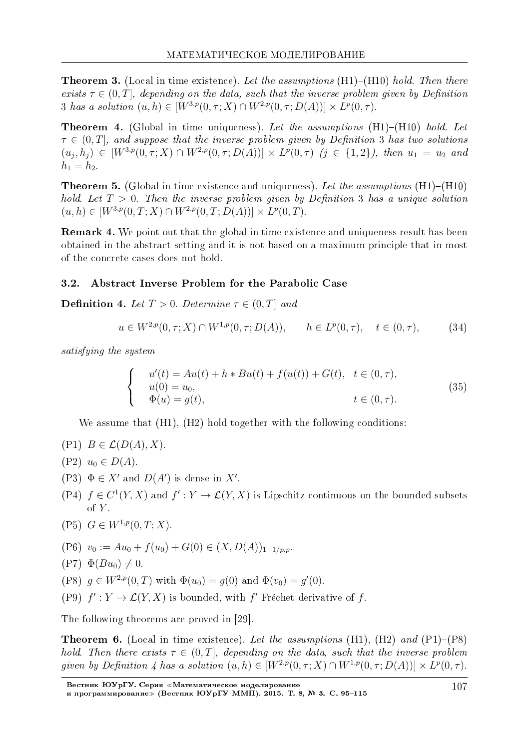**Theorem 3.** (Local in time existence). *Let the assumptions* (H1)–(H10) *hold. Then there exists $\tau \in (0, T]$, depending on the data, such that the inverse problem given by Definition* 3 *has a solution $(u, h) \in [W^{3,p}(0, \tau; X) \cap W^{2,p}(0, \tau; D(A))] \times L^p(0, \tau)$.*

**Theorem 4.** (Global in time uniqueness). *Let the assumptions* (H1)–(H10) *hold. Let $\tau \in (0, T]$, and suppose that the inverse problem given by Definition* 3 *has two solutions $(u_j, h_j) \in [W^{3,p}(0, \tau; X) \cap W^{2,p}(0, \tau; D(A))] \times L^p(0, \tau)$ $(j \in \{1, 2\})$, then $u_1 = u_2$ and $h_1 = h_2$.*

**Theorem 5.** (Global in time existence and uniqueness). *Let the assumptions* (H1)–(H10) *hold. Let $T > 0$. Then the inverse problem given by Definition* 3 *has a unique solution $(u, h) \in [W^{3,p}(0, T; X) \cap W^{2,p}(0, T; D(A))] \times L^p(0, T)$.*

**Remark 4.** We point out that the global in time existence and uniqueness result has been obtained in the abstract setting and it is not based on a maximum principle that in most of the concrete cases does not hold.

### 3.2. Abstract Inverse Problem for the Parabolic Case

**Definition 4.** *Let $T > 0$. Determine $\tau \in (0, T]$ and*

$$u \in W^{2,p}(0, \tau; X) \cap W^{1,p}(0, \tau; D(A)), \qquad h \in L^p(0, \tau), \quad t \in (0, \tau), \tag{34}$$

*satisfying the system*

$$\begin{cases} u'(t) = Au(t) + h * Bu(t) + f(u(t)) + G(t), & t \in (0, \tau), \\ u(0) = u_0, \\ \Phi(u) = g(t), & t \in (0, \tau). \end{cases} \tag{35}$$

We assume that (H1), (H2) hold together with the following conditions:

(P1) $B \in \mathcal{L}(D(A), X)$.

(P2) $u_0 \in D(A)$.

(P3) $\Phi \in X'$ and $D(A')$ is dense in $X'$.

(P4) $f \in C^1(Y, X)$ and $f' : Y \to \mathcal{L}(Y, X)$ is Lipschitz continuous on the bounded subsets of $Y$.

(P5) $G \in W^{1,p}(0, T; X)$.

(P6) $v_0 := Au_0 + f(u_0) + G(0) \in (X, D(A))_{1-1/p,p}$.

(P7) $\Phi(Bu_0) \neq 0$.

(P8) $g \in W^{2,p}(0, T)$ with $\Phi(u_0) = g(0)$ and $\Phi(v_0) = g'(0)$.

(P9) $f' : Y \to \mathcal{L}(Y, X)$ is bounded, with $f'$ Fréchet derivative of $f$.

The following theorems are proved in [29].

**Theorem 6.** (Local in time existence). *Let the assumptions* (H1), (H2) *and* (P1)–(P8) *hold. Then there exists $\tau \in (0, T]$, depending on the data, such that the inverse problem given by Definition 4 has a solution $(u, h) \in [W^{2,p}(0, \tau; X) \cap W^{1,p}(0, \tau; D(A))] \times L^p(0, \tau)$.*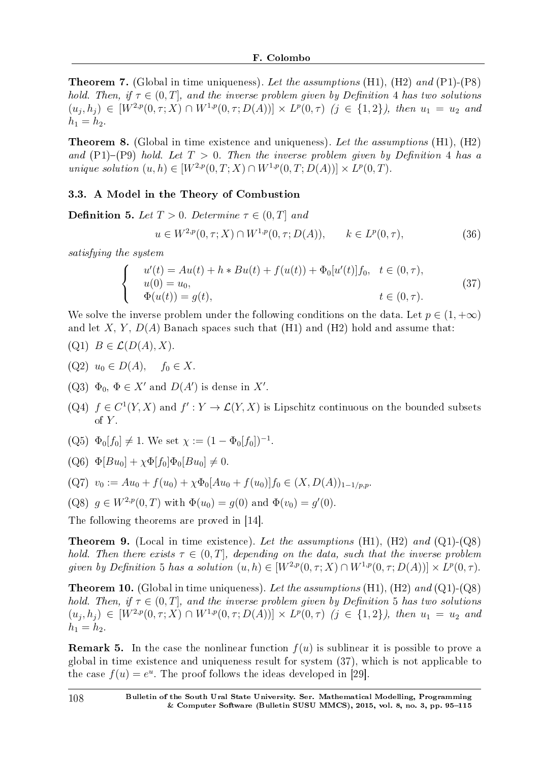**Theorem 7.** (Global in time uniqueness). *Let the assumptions* (H1), (H2) *and* (P1)-(P8) *hold. Then, if* $\tau \in (0, T]$, *and the inverse problem given by Definition* 4 *has two solutions* $(u_j, h_j) \in [W^{2,p}(0, \tau; X) \cap W^{1,p}(0, \tau; D(A))] \times L^p(0, \tau)$ $(j \in \{1, 2\})$, *then* $u_1 = u_2$ *and* $h_1 = h_2$.

**Theorem 8.** (Global in time existence and uniqueness). *Let the assumptions* (H1), (H2) *and* (P1)–(P9) *hold. Let* $T > 0$. *Then the inverse problem given by Definition* 4 *has a unique solution* $(u, h) \in [W^{2,p}(0, T; X) \cap W^{1,p}(0, T; D(A))] \times L^p(0, T)$.

### 3.3. A Model in the Theory of Combustion

**Definition 5.** *Let* $T > 0$. *Determine* $\tau \in (0, T]$ *and*

$$u \in W^{2,p}(0, \tau; X) \cap W^{1,p}(0, \tau; D(A)), \qquad k \in L^p(0, \tau), \tag{36}$$

*satisfying the system*

$$\begin{cases} u'(t) = Au(t) + h * Bu(t) + f(u(t)) + \Phi_0[u'(t)]f_0, & t \in (0, \tau), \\ u(0) = u_0, \\ \Phi(u(t)) = g(t), & t \in (0, \tau). \end{cases} \tag{37}$$

We solve the inverse problem under the following conditions on the data. Let $p \in (1, +\infty)$ and let $X$, $Y$, $D(A)$ Banach spaces such that (H1) and (H2) hold and assume that:

(Q1) $B \in \mathcal{L}(D(A), X)$.

(Q2) $u_0 \in D(A)$, $\quad f_0 \in X$.

(Q3) $\Phi_0$, $\Phi \in X'$ and $D(A')$ is dense in $X'$.

(Q4) $f \in C^1(Y, X)$ and $f' : Y \to \mathcal{L}(Y, X)$ is Lipschitz continuous on the bounded subsets of $Y$.

(Q5) $\Phi_0[f_0] \neq 1$. We set $\chi := (1 - \Phi_0[f_0])^{-1}$.

(Q6) $\Phi[Bu_0] + \chi\Phi[f_0]\Phi_0[Bu_0] \neq 0$.

(Q7) $v_0 := Au_0 + f(u_0) + \chi\Phi_0[Au_0 + f(u_0)]f_0 \in (X, D(A))_{1-1/p,p}$.

(Q8) $g \in W^{2,p}(0, T)$ with $\Phi(u_0) = g(0)$ and $\Phi(v_0) = g'(0)$.

The following theorems are proved in [14].

**Theorem 9.** (Local in time existence). *Let the assumptions* (H1), (H2) *and* (Q1)-(Q8) *hold. Then there exists* $\tau \in (0, T]$, *depending on the data, such that the inverse problem given by Definition* 5 *has a solution* $(u, h) \in [W^{2,p}(0, \tau; X) \cap W^{1,p}(0, \tau; D(A))] \times L^p(0, \tau)$.

**Theorem 10.** (Global in time uniqueness). *Let the assumptions* (H1), (H2) *and* (Q1)-(Q8) *hold. Then, if* $\tau \in (0, T]$, *and the inverse problem given by Definition* 5 *has two solutions* $(u_j, h_j) \in [W^{2,p}(0, \tau; X) \cap W^{1,p}(0, \tau; D(A))] \times L^p(0, \tau)$ $(j \in \{1, 2\})$, *then* $u_1 = u_2$ *and* $h_1 = h_2$.

**Remark 5.** In the case the nonlinear function $f(u)$ is sublinear it is possible to prove a global in time existence and uniqueness result for system (37), which is not applicable to the case $f(u) = e^u$. The proof follows the ideas developed in [29].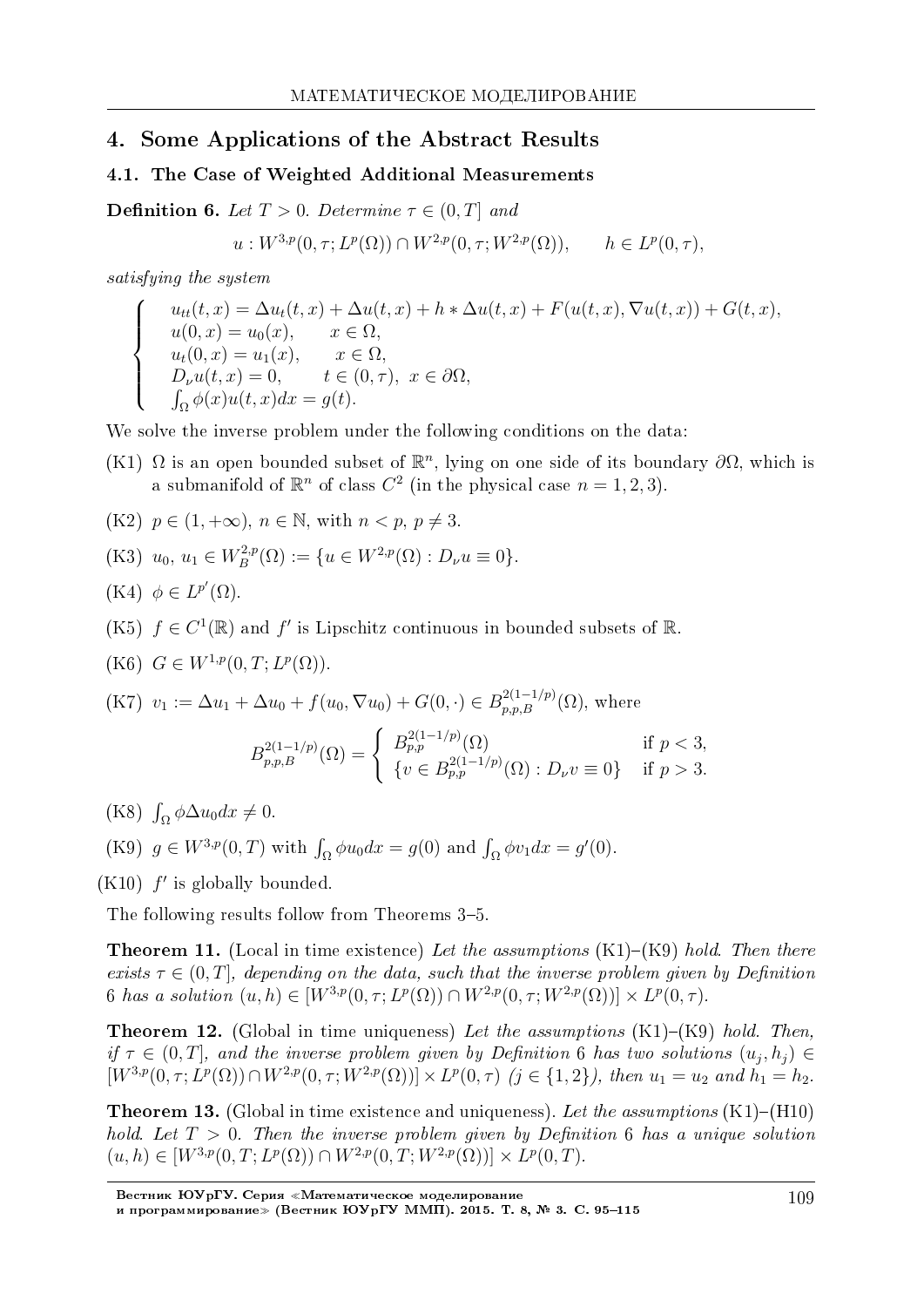## 4. Some Applications of the Abstract Results

### 4.1. The Case of Weighted Additional Measurements

**Definition 6.** *Let $T > 0$. Determine $\tau \in (0, T]$ and*

$$u : W^{3,p}(0, \tau; L^p(\Omega)) \cap W^{2,p}(0, \tau; W^{2,p}(\Omega)), \qquad h \in L^p(0, \tau),$$

*satisfying the system*

$$\begin{cases} u_{tt}(t, x) = \Delta u_t(t, x) + \Delta u(t, x) + h * \Delta u(t, x) + F(u(t, x), \nabla u(t, x)) + G(t, x), \\ u(0, x) = u_0(x), \qquad x \in \Omega, \\ u_t(0, x) = u_1(x), \qquad x \in \Omega, \\ D_\nu u(t, x) = 0, \qquad t \in (0, \tau), \ x \in \partial\Omega, \\ \int_\Omega \phi(x) u(t, x) dx = g(t). \end{cases}$$

We solve the inverse problem under the following conditions on the data:

(K1) $\Omega$ is an open bounded subset of $\mathbb{R}^n$, lying on one side of its boundary $\partial\Omega$, which is a submanifold of $\mathbb{R}^n$ of class $C^2$ (in the physical case $n = 1, 2, 3$).

(K2) $p \in (1, +\infty)$, $n \in \mathbb{N}$, with $n < p$, $p \neq 3$.

(K3) $u_0$, $u_1 \in W^{2,p}_B(\Omega) := \{u \in W^{2,p}(\Omega) : D_\nu u \equiv 0\}$.

(K4) $\phi \in L^{p'}(\Omega)$.

(K5) $f \in C^1(\mathbb{R})$ and $f'$ is Lipschitz continuous in bounded subsets of $\mathbb{R}$.

(K6) $G \in W^{1,p}(0, T; L^p(\Omega))$.

(K7) $v_1 := \Delta u_1 + \Delta u_0 + f(u_0, \nabla u_0) + G(0, \cdot) \in B^{2(1-1/p)}_{p,p,B}(\Omega)$, where

$$B^{2(1-1/p)}_{p,p,B}(\Omega) = \begin{cases} B^{2(1-1/p)}_{p,p}(\Omega) & \text{if } p < 3, \\ \{v \in B^{2(1-1/p)}_{p,p}(\Omega) : D_\nu v \equiv 0\} & \text{if } p > 3. \end{cases}$$

(K8) $\int_\Omega \phi \Delta u_0 dx \neq 0$.

(K9) $g \in W^{3,p}(0, T)$ with $\int_\Omega \phi u_0 dx = g(0)$ and $\int_\Omega \phi v_1 dx = g'(0)$.

(K10) $f'$ is globally bounded.

The following results follow from Theorems 3–5.

**Theorem 11.** (Local in time existence) *Let the assumptions* (K1)–(K9) *hold. Then there exists $\tau \in (0, T]$, depending on the data, such that the inverse problem given by Definition 6 has a solution $(u, h) \in [W^{3,p}(0, \tau; L^p(\Omega)) \cap W^{2,p}(0, \tau; W^{2,p}(\Omega))] \times L^p(0, \tau)$.*

**Theorem 12.** (Global in time uniqueness) *Let the assumptions* (K1)–(K9) *hold. Then, if $\tau \in (0, T]$, and the inverse problem given by Definition 6 has two solutions $(u_j, h_j) \in [W^{3,p}(0, \tau; L^p(\Omega)) \cap W^{2,p}(0, \tau; W^{2,p}(\Omega))] \times L^p(0, \tau)$ $(j \in \{1, 2\})$, then $u_1 = u_2$ and $h_1 = h_2$.*

**Theorem 13.** (Global in time existence and uniqueness). *Let the assumptions* (K1)–(H10) *hold. Let $T > 0$. Then the inverse problem given by Definition 6 has a unique solution $(u, h) \in [W^{3,p}(0, T; L^p(\Omega)) \cap W^{2,p}(0, T; W^{2,p}(\Omega))] \times L^p(0, T)$.*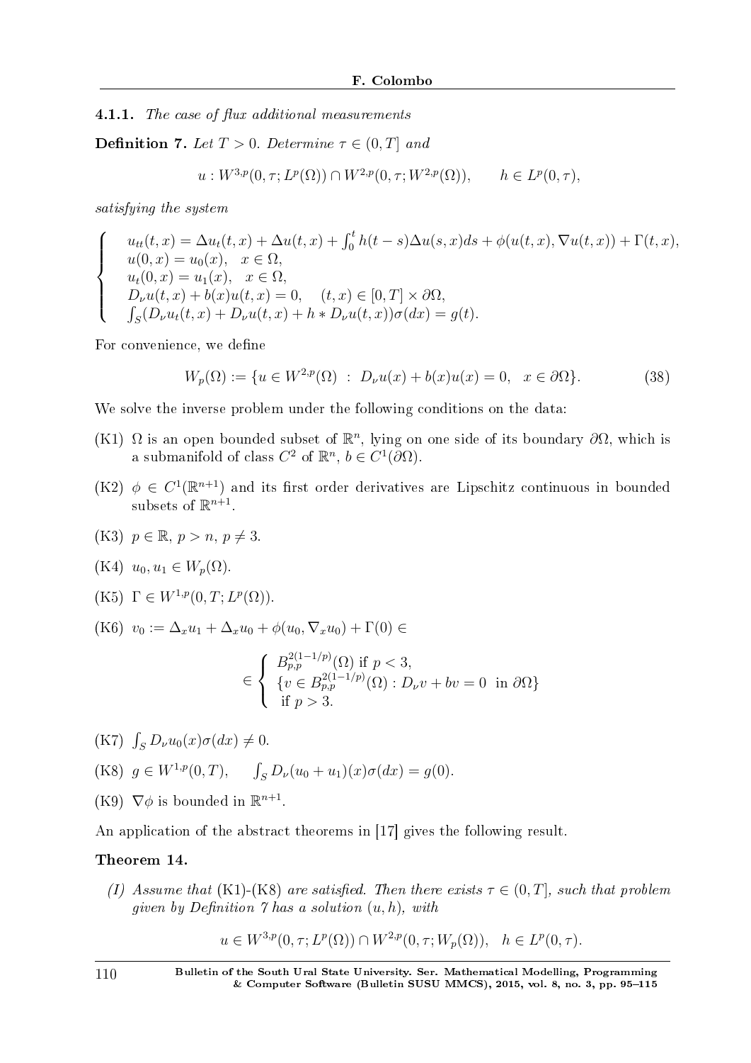#### 4.1.1. *The case of flux additional measurements*

**Definition 7.** *Let $T > 0$. Determine $\tau \in (0, T]$ and*

$$u : W^{3,p}(0, \tau; L^p(\Omega)) \cap W^{2,p}(0, \tau; W^{2,p}(\Omega)), \qquad h \in L^p(0, \tau),$$

*satisfying the system*

$$\begin{cases} u_{tt}(t,x) = \Delta u_t(t,x) + \Delta u(t,x) + \int_0^t h(t-s)\Delta u(s,x)ds + \phi(u(t,x), \nabla u(t,x)) + \Gamma(t,x), \\ u(0,x) = u_0(x), \quad x \in \Omega, \\ u_t(0,x) = u_1(x), \quad x \in \Omega, \\ D_\nu u(t,x) + b(x)u(t,x) = 0, \quad (t,x) \in [0,T] \times \partial\Omega, \\ \int_S (D_\nu u_t(t,x) + D_\nu u(t,x) + h * D_\nu u(t,x))\sigma(dx) = g(t). \end{cases}$$

For convenience, we define

$$W_p(\Omega) := \{u \in W^{2,p}(\Omega) \ : \ D_\nu u(x) + b(x)u(x) = 0, \quad x \in \partial\Omega\}. \tag{38}$$

We solve the inverse problem under the following conditions on the data:

(K1) $\Omega$ is an open bounded subset of $\mathbb{R}^n$, lying on one side of its boundary $\partial\Omega$, which is a submanifold of class $C^2$ of $\mathbb{R}^n$, $b \in C^1(\partial\Omega)$.

(K2) $\phi \in C^1(\mathbb{R}^{n+1})$ and its first order derivatives are Lipschitz continuous in bounded subsets of $\mathbb{R}^{n+1}$.

(K3) $p \in \mathbb{R}$, $p > n$, $p \neq 3$.

(K4) $u_0, u_1 \in W_p(\Omega)$.

(K5) $\Gamma \in W^{1,p}(0, T; L^p(\Omega))$.

(K6) $v_0 := \Delta_x u_1 + \Delta_x u_0 + \phi(u_0, \nabla_x u_0) + \Gamma(0) \in$

$$\in \begin{cases} B^{2(1-1/p)}_{p,p}(\Omega) \text{ if } p < 3, \\ \{v \in B^{2(1-1/p)}_{p,p}(\Omega) : D_\nu v + bv = 0 \text{ in } \partial\Omega\} \\ \text{if } p > 3. \end{cases}$$

(K7) $\int_S D_\nu u_0(x)\sigma(dx) \neq 0$.

(K8) $g \in W^{1,p}(0,T), \qquad \int_S D_\nu(u_0 + u_1)(x)\sigma(dx) = g(0)$.

(K9) $\nabla\phi$ is bounded in $\mathbb{R}^{n+1}$.

An application of the abstract theorems in [17] gives the following result.

**Theorem 14.**

*(I) Assume that* (K1)-(K8) *are satisfied. Then there exists $\tau \in (0, T]$, such that problem given by Definition 7 has a solution $(u, h)$, with*

$$u \in W^{3,p}(0, \tau; L^p(\Omega)) \cap W^{2,p}(0, \tau; W_p(\Omega)), \quad h \in L^p(0, \tau).$$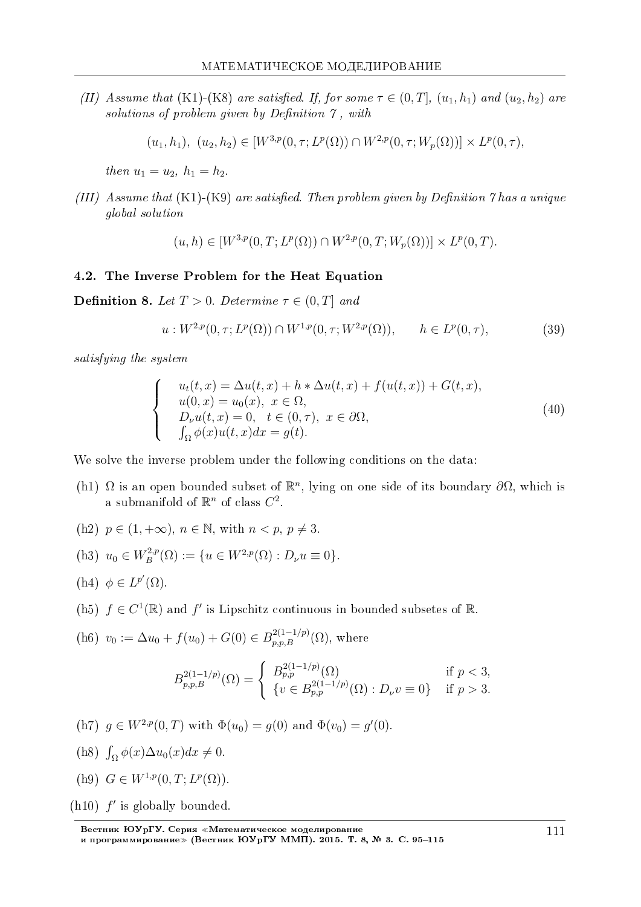*(II) Assume that* (K1)-(K8) *are satisfied. If, for some* $\tau \in (0, T]$, $(u_1, h_1)$ *and* $(u_2, h_2)$ *are solutions of problem given by Definition 7 , with*

$$(u_1, h_1),\ (u_2, h_2) \in [W^{3,p}(0, \tau; L^p(\Omega)) \cap W^{2,p}(0, \tau; W_p(\Omega))] \times L^p(0, \tau),$$

*then* $u_1 = u_2,\ h_1 = h_2$.

*(III) Assume that* (K1)-(K9) *are satisfied. Then problem given by Definition 7 has a unique global solution*

$$(u, h) \in [W^{3,p}(0, T; L^p(\Omega)) \cap W^{2,p}(0, T; W_p(\Omega))] \times L^p(0, T).$$

### 4.2. The Inverse Problem for the Heat Equation

**Definition 8.** *Let* $T > 0$. *Determine* $\tau \in (0, T]$ *and*

$$u : W^{2,p}(0, \tau; L^p(\Omega)) \cap W^{1,p}(0, \tau; W^{2,p}(\Omega)), \qquad h \in L^p(0, \tau), \tag{39}$$

*satisfying the system*

$$\begin{cases} u_t(t, x) = \Delta u(t, x) + h * \Delta u(t, x) + f(u(t, x)) + G(t, x), \\ u(0, x) = u_0(x),\ x \in \Omega, \\ D_\nu u(t, x) = 0, \quad t \in (0, \tau),\ x \in \partial\Omega, \\ \int_\Omega \phi(x) u(t, x) dx = g(t). \end{cases} \tag{40}$$

We solve the inverse problem under the following conditions on the data:

(h1) $\Omega$ is an open bounded subset of $\mathbb{R}^n$, lying on one side of its boundary $\partial\Omega$, which is a submanifold of $\mathbb{R}^n$ of class $C^2$.

(h2) $p \in (1, +\infty)$, $n \in \mathbb{N}$, with $n < p$, $p \neq 3$.

(h3) $u_0 \in W_B^{2,p}(\Omega) := \{u \in W^{2,p}(\Omega) : D_\nu u \equiv 0\}$.

(h4) $\phi \in L^{p'}(\Omega)$.

(h5) $f \in C^1(\mathbb{R})$ and $f'$ is Lipschitz continuous in bounded subsetes of $\mathbb{R}$.

(h6) $v_0 := \Delta u_0 + f(u_0) + G(0) \in B_{p,p,B}^{2(1-1/p)}(\Omega)$, where

$$B_{p,p,B}^{2(1-1/p)}(\Omega) = \begin{cases} B_{p,p}^{2(1-1/p)}(\Omega) & \text{if } p < 3, \\ \{v \in B_{p,p}^{2(1-1/p)}(\Omega) : D_\nu v \equiv 0\} & \text{if } p > 3. \end{cases}$$

(h7) $g \in W^{2,p}(0, T)$ with $\Phi(u_0) = g(0)$ and $\Phi(v_0) = g'(0)$.

(h8) $\int_\Omega \phi(x) \Delta u_0(x) dx \neq 0$.

(h9) $G \in W^{1,p}(0, T; L^p(\Omega))$.

(h10) $f'$ is globally bounded.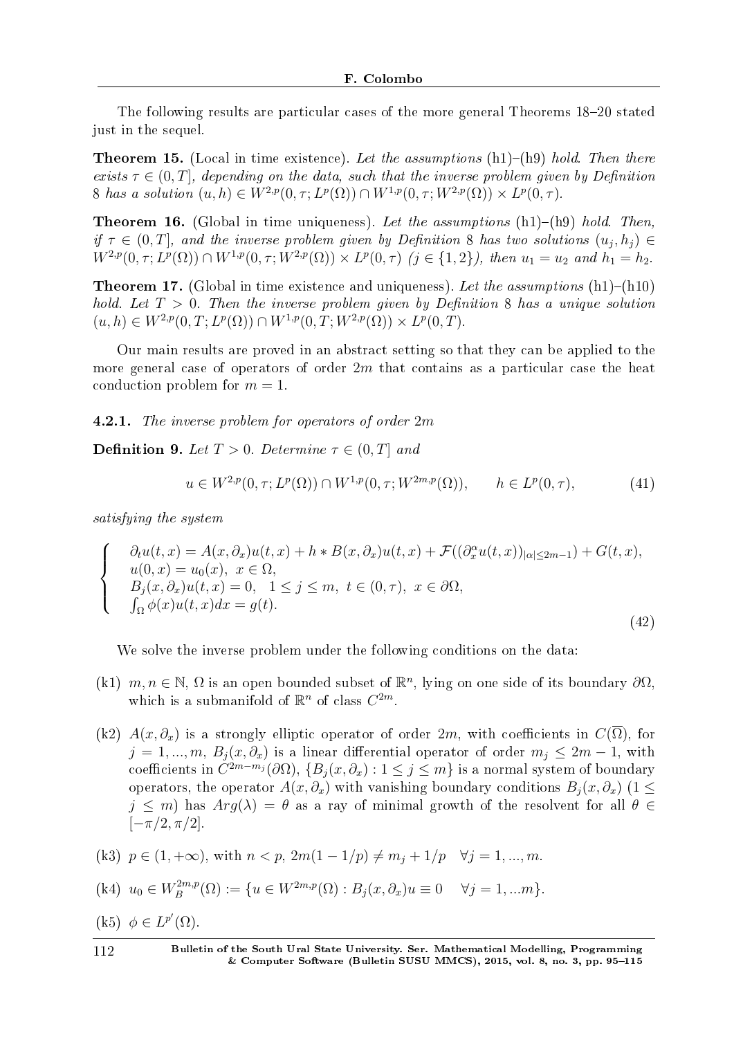The following results are particular cases of the more general Theorems 18–20 stated just in the sequel.

**Theorem 15.** (Local in time existence). *Let the assumptions* (h1)–(h9) *hold. Then there exists $\tau \in (0, T]$, depending on the data, such that the inverse problem given by Definition 8 has a solution $(u, h) \in W^{2,p}(0, \tau; L^p(\Omega)) \cap W^{1,p}(0, \tau; W^{2,p}(\Omega)) \times L^p(0, \tau)$.*

**Theorem 16.** (Global in time uniqueness). *Let the assumptions* (h1)–(h9) *hold. Then, if $\tau \in (0, T]$, and the inverse problem given by Definition 8 has two solutions $(u_j, h_j) \in W^{2,p}(0, \tau; L^p(\Omega)) \cap W^{1,p}(0, \tau; W^{2,p}(\Omega)) \times L^p(0, \tau)$ ($j \in \{1, 2\}$), then $u_1 = u_2$ and $h_1 = h_2$.*

**Theorem 17.** (Global in time existence and uniqueness). *Let the assumptions* (h1)–(h10) *hold. Let $T > 0$. Then the inverse problem given by Definition 8 has a unique solution $(u, h) \in W^{2,p}(0, T; L^p(\Omega)) \cap W^{1,p}(0, T; W^{2,p}(\Omega)) \times L^p(0, T)$.*

Our main results are proved in an abstract setting so that they can be applied to the more general case of operators of order $2m$ that contains as a particular case the heat conduction problem for $m = 1$.

**4.2.1.** *The inverse problem for operators of order $2m$*

**Definition 9.** *Let $T > 0$. Determine $\tau \in (0, T]$ and*

$$u \in W^{2,p}(0, \tau; L^p(\Omega)) \cap W^{1,p}(0, \tau; W^{2m,p}(\Omega)), \qquad h \in L^p(0, \tau), \tag{41}$$

*satisfying the system*

$$\begin{cases} \partial_t u(t, x) = A(x, \partial_x)u(t, x) + h * B(x, \partial_x)u(t, x) + \mathcal{F}((\partial_x^\alpha u(t, x))_{|\alpha| \le 2m-1}) + G(t, x), \\ u(0, x) = u_0(x), \ x \in \Omega, \\ B_j(x, \partial_x)u(t, x) = 0, \ \ 1 \le j \le m, \ t \in (0, \tau), \ x \in \partial\Omega, \\ \int_\Omega \phi(x)u(t, x)dx = g(t). \end{cases} \tag{42}$$

We solve the inverse problem under the following conditions on the data:

(k1) $m, n \in \mathbb{N}$, $\Omega$ is an open bounded subset of $\mathbb{R}^n$, lying on one side of its boundary $\partial\Omega$, which is a submanifold of $\mathbb{R}^n$ of class $C^{2m}$.

(k2) $A(x, \partial_x)$ is a strongly elliptic operator of order $2m$, with coefficients in $C(\overline{\Omega})$, for $j = 1, ..., m$, $B_j(x, \partial_x)$ is a linear differential operator of order $m_j \le 2m - 1$, with coefficients in $C^{2m-m_j}(\partial\Omega)$, $\{B_j(x, \partial_x) : 1 \le j \le m\}$ is a normal system of boundary operators, the operator $A(x, \partial_x)$ with vanishing boundary conditions $B_j(x, \partial_x)$ ($1 \le j \le m$) has $Arg(\lambda) = \theta$ as a ray of minimal growth of the resolvent for all $\theta \in [-\pi/2, \pi/2]$.

(k3) $p \in (1, +\infty)$, with $n < p$, $2m(1 - 1/p) \ne m_j + 1/p \quad \forall j = 1, ..., m$.

(k4) $u_0 \in W_B^{2m,p}(\Omega) := \{u \in W^{2m,p}(\Omega) : B_j(x, \partial_x)u \equiv 0 \quad \forall j = 1, ...m\}$.

(k5) $\phi \in L^{p'}(\Omega)$.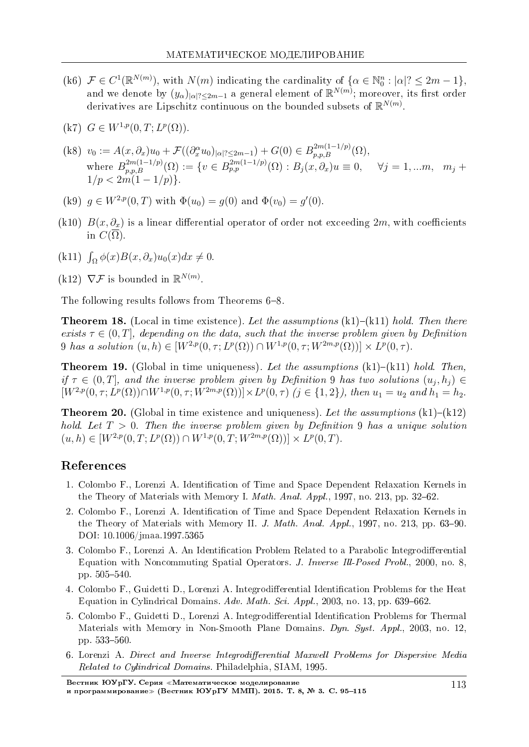(k6) $\mathcal{F} \in C^1(\mathbb{R}^{N(m)})$, with $N(m)$ indicating the cardinality of $\{\alpha \in \mathbb{N}_0^n : |\alpha|? \leq 2m-1\}$, and we denote by $(y_\alpha)_{|\alpha|? \leq 2m-1}$ a general element of $\mathbb{R}^{N(m)}$; moreover, its first order derivatives are Lipschitz continuous on the bounded subsets of $\mathbb{R}^{N(m)}$.

(k7) $G \in W^{1,p}(0,T; L^p(\Omega))$.

(k8) $v_0 := A(x, \partial_x)u_0 + \mathcal{F}((\partial_x^\alpha u_0)_{|\alpha|? \leq 2m-1}) + G(0) \in B^{2m(1-1/p)}_{p,p,B}(\Omega)$, where $B^{2m(1-1/p)}_{p,p,B}(\Omega) := \{v \in B^{2m(1-1/p)}_{p,p}(\Omega) : B_j(x,\partial_x)u \equiv 0, \quad \forall j = 1, ...m, \quad m_j + 1/p < 2m(1-1/p)\}$.

(k9) $g \in W^{2,p}(0,T)$ with $\Phi(u_0) = g(0)$ and $\Phi(v_0) = g'(0)$.

(k10) $B(x,\partial_x)$ is a linear differential operator of order not exceeding $2m$, with coefficients in $C(\Omega)$.

(k11) $\int_\Omega \phi(x) B(x,\partial_x)u_0(x)dx \neq 0$.

(k12) $\nabla\mathcal{F}$ is bounded in $\mathbb{R}^{N(m)}$.

The following results follows from Theorems 6–8.

**Theorem 18.** (Local in time existence). *Let the assumptions* (k1)–(k11) *hold. Then there exists* $\tau \in (0,T]$*, depending on the data, such that the inverse problem given by Definition 9 has a solution* $(u,h) \in [W^{2,p}(0,\tau; L^p(\Omega)) \cap W^{1,p}(0,\tau; W^{2m,p}(\Omega))] \times L^p(0,\tau)$.

**Theorem 19.** (Global in time uniqueness). *Let the assumptions* (k1)–(k11) *hold. Then, if* $\tau \in (0,T]$*, and the inverse problem given by Definition 9 has two solutions* $(u_j,h_j) \in [W^{2,p}(0,\tau; L^p(\Omega)) \cap W^{1,p}(0,\tau; W^{2m,p}(\Omega))] \times L^p(0,\tau)$ $(j \in \{1,2\})$*, then* $u_1 = u_2$ *and* $h_1 = h_2$.

**Theorem 20.** (Global in time existence and uniqueness). *Let the assumptions* (k1)–(k12) *hold. Let* $T > 0$*. Then the inverse problem given by Definition 9 has a unique solution* $(u,h) \in [W^{2,p}(0,T; L^p(\Omega)) \cap W^{1,p}(0,T; W^{2m,p}(\Omega))] \times L^p(0,T)$.

## References

1. Colombo F., Lorenzi A. Identification of Time and Space Dependent Relaxation Kernels in the Theory of Materials with Memory I. *Math. Anal. Appl.*, 1997, no. 213, pp. 32–62.
2. Colombo F., Lorenzi A. Identification of Time and Space Dependent Relaxation Kernels in the Theory of Materials with Memory II. *J. Math. Anal. Appl.*, 1997, no. 213, pp. 63–90. DOI: 10.1006/jmaa.1997.5365
3. Colombo F., Lorenzi A. An Identification Problem Related to a Parabolic Integrodifferential Equation with Noncommuting Spatial Operators. *J. Inverse Ill-Posed Probl.*, 2000, no. 8, pp. 505–540.
4. Colombo F., Guidetti D., Lorenzi A. Integrodifferential Identification Problems for the Heat Equation in Cylindrical Domains. *Adv. Math. Sci. Appl.*, 2003, no. 13, pp. 639–662.
5. Colombo F., Guidetti D., Lorenzi A. Integrodifferential Identification Problems for Thermal Materials with Memory in Non-Smooth Plane Domains. *Dyn. Syst. Appl.*, 2003, no. 12, pp. 533–560.
6. Lorenzi A. *Direct and Inverse Integrodifferential Maxwell Problems for Dispersive Media Related to Cylindrical Domains*. Philadelphia, SIAM, 1995.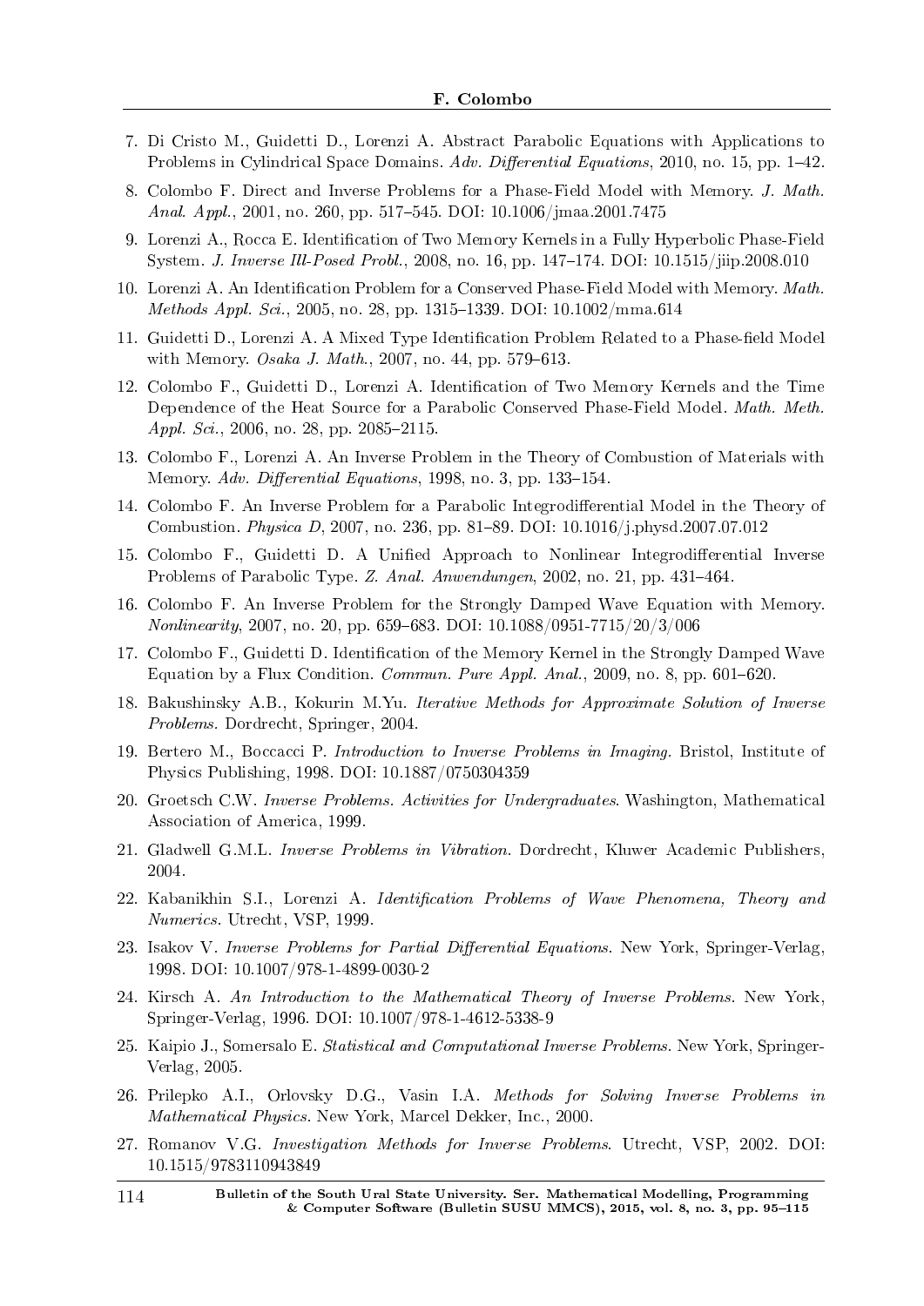7. Di Cristo M., Guidetti D., Lorenzi A. Abstract Parabolic Equations with Applications to Problems in Cylindrical Space Domains. *Adv. Differential Equations*, 2010, no. 15, pp. 1–42.
8. Colombo F. Direct and Inverse Problems for a Phase-Field Model with Memory. *J. Math. Anal. Appl.*, 2001, no. 260, pp. 517–545. DOI: 10.1006/jmaa.2001.7475
9. Lorenzi A., Rocca E. Identification of Two Memory Kernels in a Fully Hyperbolic Phase-Field System. *J. Inverse Ill-Posed Probl.*, 2008, no. 16, pp. 147–174. DOI: 10.1515/jiip.2008.010
10. Lorenzi A. An Identification Problem for a Conserved Phase-Field Model with Memory. *Math. Methods Appl. Sci.*, 2005, no. 28, pp. 1315–1339. DOI: 10.1002/mma.614
11. Guidetti D., Lorenzi A. A Mixed Type Identification Problem Related to a Phase-field Model with Memory. *Osaka J. Math.*, 2007, no. 44, pp. 579–613.
12. Colombo F., Guidetti D., Lorenzi A. Identification of Two Memory Kernels and the Time Dependence of the Heat Source for a Parabolic Conserved Phase-Field Model. *Math. Meth. Appl. Sci.*, 2006, no. 28, pp. 2085–2115.
13. Colombo F., Lorenzi A. An Inverse Problem in the Theory of Combustion of Materials with Memory. *Adv. Differential Equations*, 1998, no. 3, pp. 133–154.
14. Colombo F. An Inverse Problem for a Parabolic Integrodifferential Model in the Theory of Combustion. *Physica D*, 2007, no. 236, pp. 81–89. DOI: 10.1016/j.physd.2007.07.012
15. Colombo F., Guidetti D. A Unified Approach to Nonlinear Integrodifferential Inverse Problems of Parabolic Type. *Z. Anal. Anwendungen*, 2002, no. 21, pp. 431–464.
16. Colombo F. An Inverse Problem for the Strongly Damped Wave Equation with Memory. *Nonlinearity*, 2007, no. 20, pp. 659–683. DOI: 10.1088/0951-7715/20/3/006
17. Colombo F., Guidetti D. Identification of the Memory Kernel in the Strongly Damped Wave Equation by a Flux Condition. *Commun. Pure Appl. Anal.*, 2009, no. 8, pp. 601–620.
18. Bakushinsky A.B., Kokurin M.Yu. *Iterative Methods for Approximate Solution of Inverse Problems.* Dordrecht, Springer, 2004.
19. Bertero M., Boccacci P. *Introduction to Inverse Problems in Imaging.* Bristol, Institute of Physics Publishing, 1998. DOI: 10.1887/0750304359
20. Groetsch C.W. *Inverse Problems. Activities for Undergraduates*. Washington, Mathematical Association of America, 1999.
21. Gladwell G.M.L. *Inverse Problems in Vibration.* Dordrecht, Kluwer Academic Publishers, 2004.
22. Kabanikhin S.I., Lorenzi A. *Identification Problems of Wave Phenomena, Theory and Numerics.* Utrecht, VSP, 1999.
23. Isakov V. *Inverse Problems for Partial Differential Equations.* New York, Springer-Verlag, 1998. DOI: 10.1007/978-1-4899-0030-2
24. Kirsch A. *An Introduction to the Mathematical Theory of Inverse Problems.* New York, Springer-Verlag, 1996. DOI: 10.1007/978-1-4612-5338-9
25. Kaipio J., Somersalo E. *Statistical and Computational Inverse Problems.* New York, Springer-Verlag, 2005.
26. Prilepko A.I., Orlovsky D.G., Vasin I.A. *Methods for Solving Inverse Problems in Mathematical Physics.* New York, Marcel Dekker, Inc., 2000.
27. Romanov V.G. *Investigation Methods for Inverse Problems.* Utrecht, VSP, 2002. DOI: 10.1515/9783110943849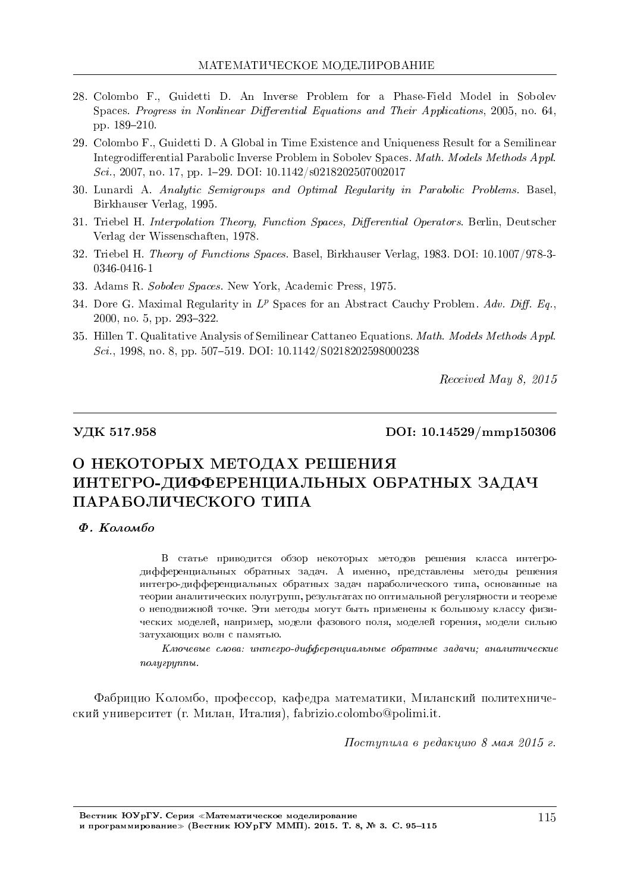28. Colombo F., Guidetti D. An Inverse Problem for a Phase-Field Model in Sobolev Spaces. *Progress in Nonlinear Differential Equations and Their Applications*, 2005, no. 64, pp. 189–210.
29. Colombo F., Guidetti D. A Global in Time Existence and Uniqueness Result for a Semilinear Integrodifferential Parabolic Inverse Problem in Sobolev Spaces. *Math. Models Methods Appl. Sci.*, 2007, no. 17, pp. 1–29. DOI: 10.1142/s0218202507002017
30. Lunardi A. *Analytic Semigroups and Optimal Regularity in Parabolic Problems.* Basel, Birkhauser Verlag, 1995.
31. Triebel H. *Interpolation Theory, Function Spaces, Differential Operators*. Berlin, Deutscher Verlag der Wissenschaften, 1978.
32. Triebel H. *Theory of Functions Spaces.* Basel, Birkhauser Verlag, 1983. DOI: 10.1007/978-3-0346-0416-1
33. Adams R. *Sobolev Spaces.* New York, Academic Press, 1975.
34. Dore G. Maximal Regularity in $L^p$ Spaces for an Abstract Cauchy Problem. *Adv. Diff. Eq.*, 2000, no. 5, pp. 293–322.
35. Hillen T. Qualitative Analysis of Semilinear Cattaneo Equations. *Math. Models Methods Appl. Sci.*, 1998, no. 8, pp. 507–519. DOI: 10.1142/S0218202598000238

*Received May 8, 2015*

---

**УДК 517.958** **DOI: 10.14529/mmp150306**

# О НЕКОТОРЫХ МЕТОДАХ РЕШЕНИЯ ИНТЕГРО-ДИФФЕРЕНЦИАЛЬНЫХ ОБРАТНЫХ ЗАДАЧ ПАРАБОЛИЧЕСКОГО ТИПА

***Ф. Коломбо***

В статье приводится обзор некоторых методов решения класса интегро-дифференциальных обратных задач. А именно, представлены методы решения интегро-дифференциальных обратных задач параболического типа, основанные на теории аналитических полугрупп, результатах по оптимальной регулярности и теореме о неподвижной точке. Эти методы могут быть применены к большому классу физических моделей, например, модели фазового поля, моделей горения, модели сильно затухающих волн с памятью.

*Ключевые слова: интегро-дифференциальные обратные задачи; аналитические полугруппы.*

Фабрицио Коломбо, профессор, кафедра математики, Миланский политехнический университет (г. Милан, Италия), fabrizio.colombo@polimi.it.

*Поступила в редакцию 8 мая 2015 г.*